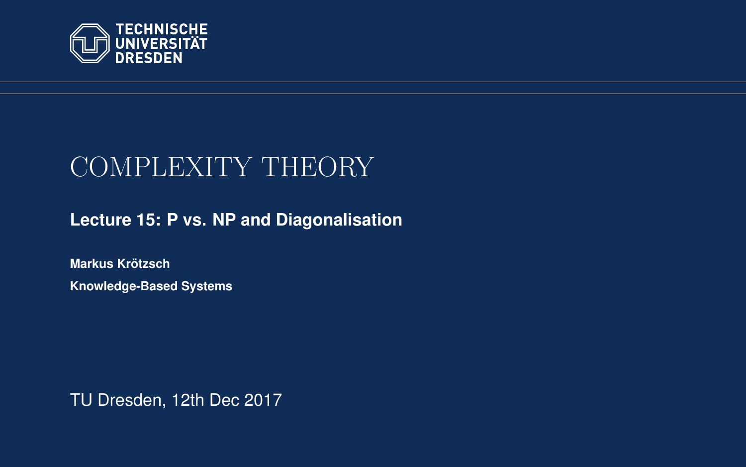TECHNISCHE UNIVERSITÄT DRESDEN

# COMPLEXITY THEORY

**Lecture 15: P vs. NP and Diagonalisation**

**Markus Krötzsch**

**Knowledge-Based Systems**

TU Dresden, 12th Dec 2017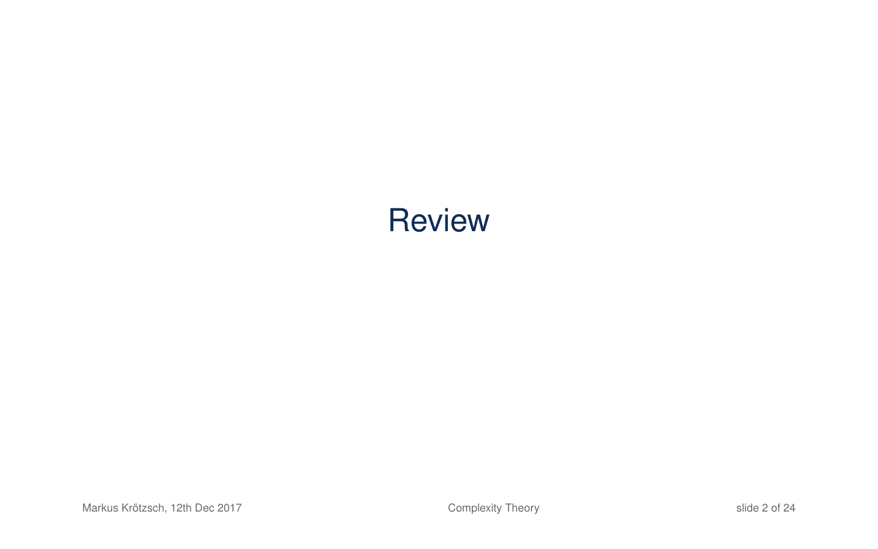# Review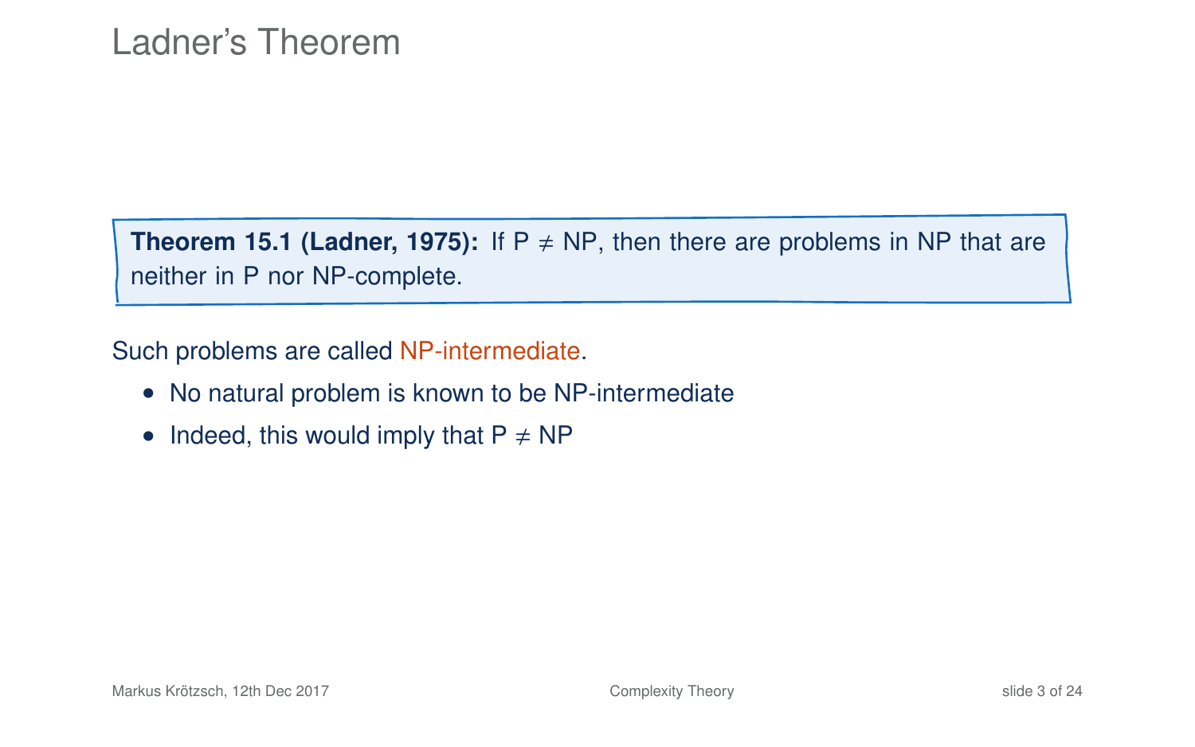# Ladner's Theorem

**Theorem 15.1 (Ladner, 1975):** If P ≠ NP, then there are problems in NP that are neither in P nor NP-complete.

Such problems are called NP-intermediate.

- No natural problem is known to be NP-intermediate
- Indeed, this would imply that P ≠ NP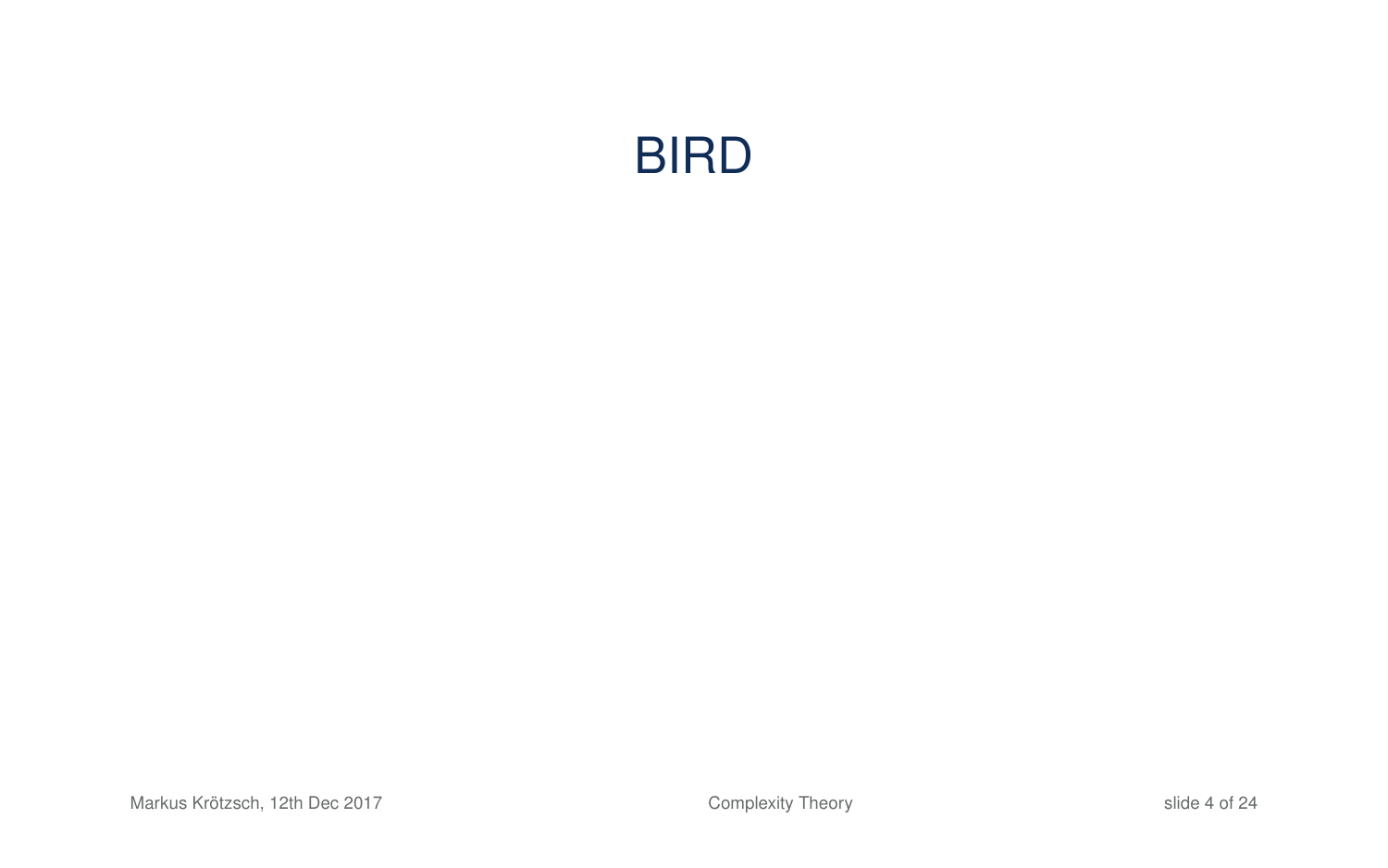# BIRD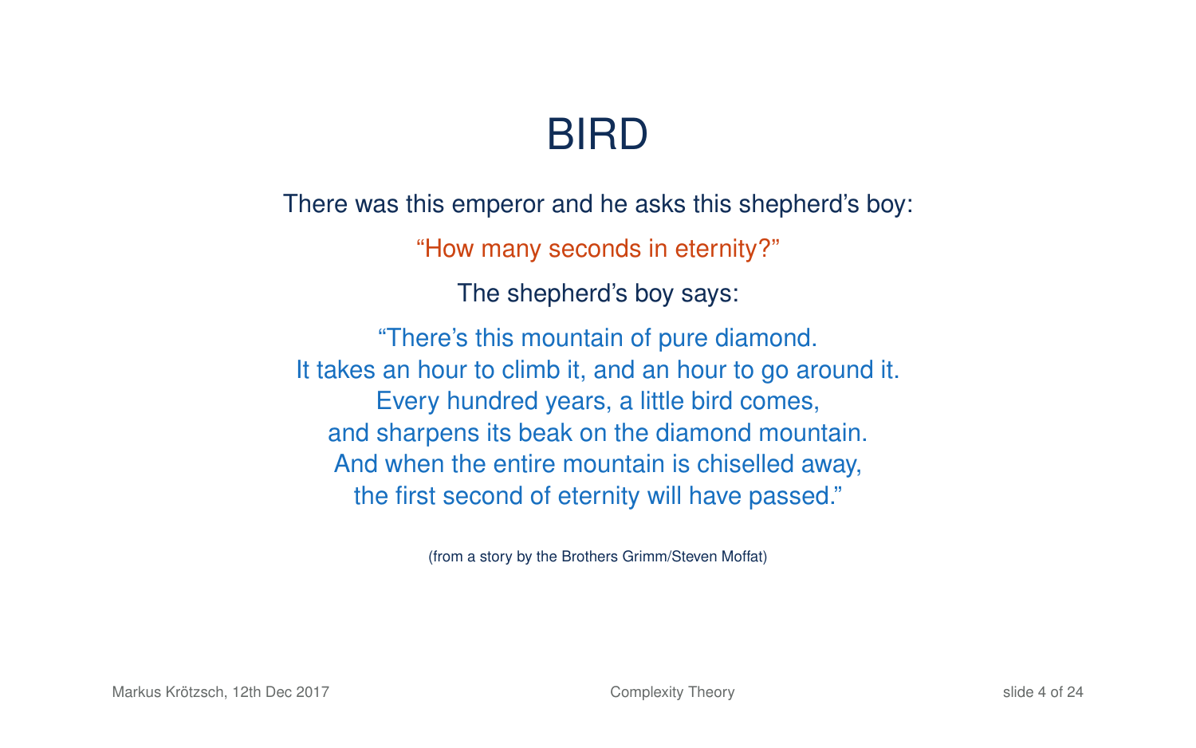# BIRD

There was this emperor and he asks this shepherd's boy:

"How many seconds in eternity?"

The shepherd's boy says:

"There's this mountain of pure diamond.
It takes an hour to climb it, and an hour to go around it.
Every hundred years, a little bird comes,
and sharpens its beak on the diamond mountain.
And when the entire mountain is chiselled away,
the first second of eternity will have passed."

(from a story by the Brothers Grimm/Steven Moffat)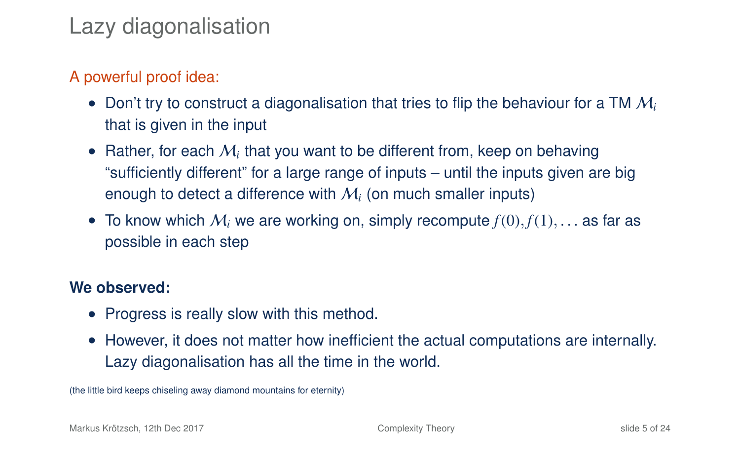# Lazy diagonalisation

A powerful proof idea:

- Don't try to construct a diagonalisation that tries to flip the behaviour for a TM $\mathcal{M}_i$ that is given in the input
- Rather, for each $\mathcal{M}_i$ that you want to be different from, keep on behaving "sufficiently different" for a large range of inputs – until the inputs given are big enough to detect a difference with $\mathcal{M}_i$ (on much smaller inputs)
- To know which $\mathcal{M}_i$ we are working on, simply recompute $f(0), f(1), \ldots$ as far as possible in each step

**We observed:**

- Progress is really slow with this method.
- However, it does not matter how inefficient the actual computations are internally. Lazy diagonalisation has all the time in the world.

(the little bird keeps chiseling away diamond mountains for eternity)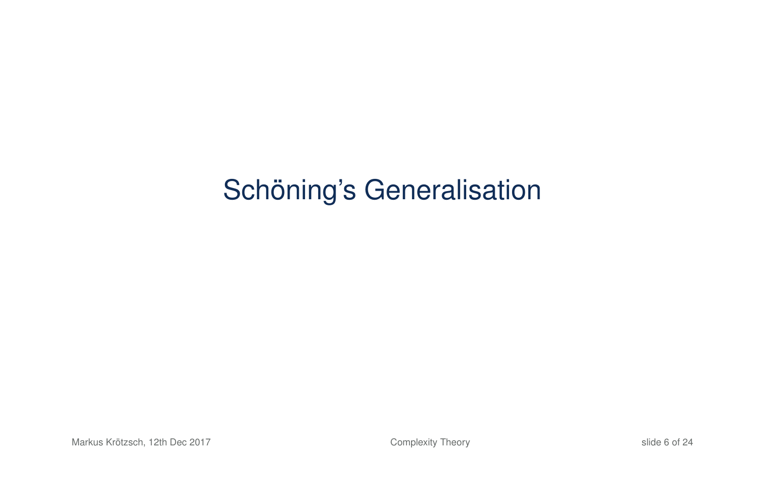# Schöning's Generalisation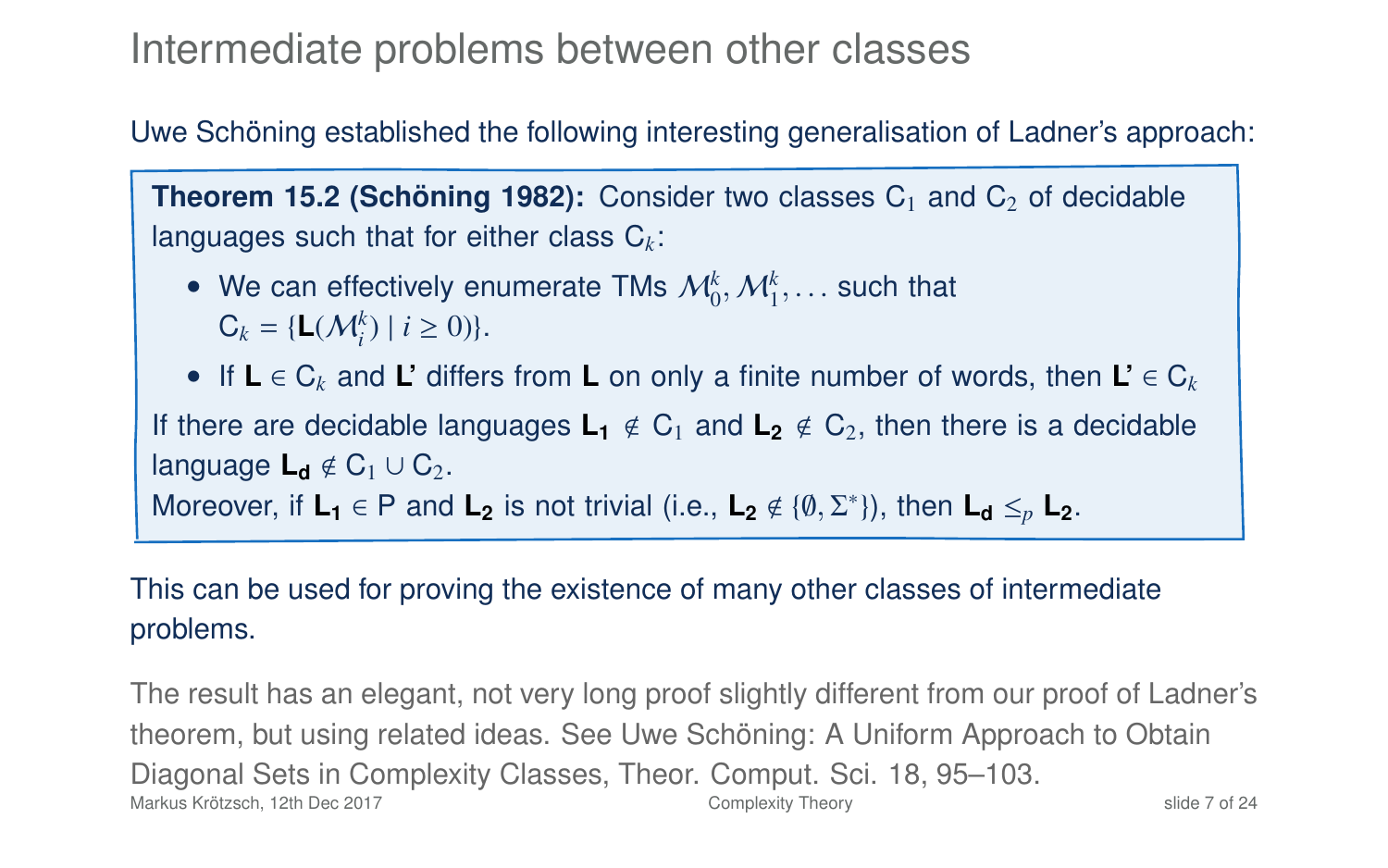# Intermediate problems between other classes

Uwe Schöning established the following interesting generalisation of Ladner's approach:

**Theorem 15.2 (Schöning 1982):** Consider two classes $C_1$ and $C_2$ of decidable languages such that for either class $C_k$:

- We can effectively enumerate TMs $\mathcal{M}_0^k, \mathcal{M}_1^k, \ldots$ such that $C_k = \{\mathbf{L}(\mathcal{M}_i^k) \mid i \geq 0)\}$.
- If $\mathbf{L} \in C_k$ and $\mathbf{L'}$ differs from $\mathbf{L}$ on only a finite number of words, then $\mathbf{L'} \in C_k$

If there are decidable languages $\mathbf{L_1} \notin C_1$ and $\mathbf{L_2} \notin C_2$, then there is a decidable language $\mathbf{L_d} \notin C_1 \cup C_2$.

Moreover, if $\mathbf{L_1} \in \text{P}$ and $\mathbf{L_2}$ is not trivial (i.e., $\mathbf{L_2} \notin \{\emptyset, \Sigma^*\}$), then $\mathbf{L_d} \leq_p \mathbf{L_2}$.

This can be used for proving the existence of many other classes of intermediate problems.

The result has an elegant, not very long proof slightly different from our proof of Ladner's theorem, but using related ideas. See Uwe Schöning: A Uniform Approach to Obtain Diagonal Sets in Complexity Classes, Theor. Comput. Sci. 18, 95–103.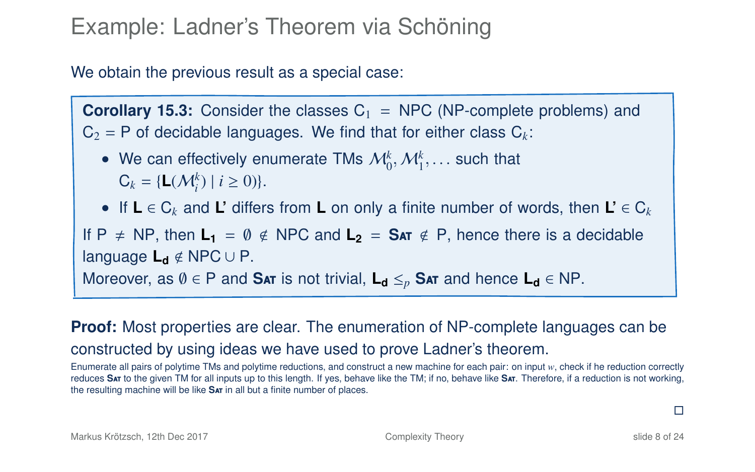# Example: Ladner's Theorem via Schöning

We obtain the previous result as a special case:

**Corollary 15.3:** Consider the classes $\mathsf{C}_1 = \mathsf{NPC}$ (NP-complete problems) and $\mathsf{C}_2 = \mathsf{P}$ of decidable languages. We find that for either class $\mathsf{C}_k$:

- We can effectively enumerate TMs $\mathcal{M}_0^k, \mathcal{M}_1^k, \ldots$ such that $\mathsf{C}_k = \{\mathbf{L}(\mathcal{M}_i^k) \mid i \geq 0)\}$.
- If $\mathbf{L} \in \mathsf{C}_k$ and **L'** differs from **L** on only a finite number of words, then $\mathbf{L'} \in \mathsf{C}_k$

If $\mathsf{P} \neq \mathsf{NP}$, then $\mathbf{L_1} = \emptyset \notin \mathsf{NPC}$ and $\mathbf{L_2} = \textsc{Sat} \notin \mathsf{P}$, hence there is a decidable language $\mathbf{L_d} \notin \mathsf{NPC} \cup \mathsf{P}$.
Moreover, as $\emptyset \in \mathsf{P}$ and **Sat** is not trivial, $\mathbf{L_d} \leq_p \textsc{Sat}$ and hence $\mathbf{L_d} \in \mathsf{NP}$.

**Proof:** Most properties are clear. The enumeration of NP-complete languages can be constructed by using ideas we have used to prove Ladner's theorem.

Enumerate all pairs of polytime TMs and polytime reductions, and construct a new machine for each pair: on input $w$, check if he reduction correctly reduces **Sat** to the given TM for all inputs up to this length. If yes, behave like the TM; if no, behave like **Sat**. Therefore, if a reduction is not working, the resulting machine will be like **Sat** in all but a finite number of places.

□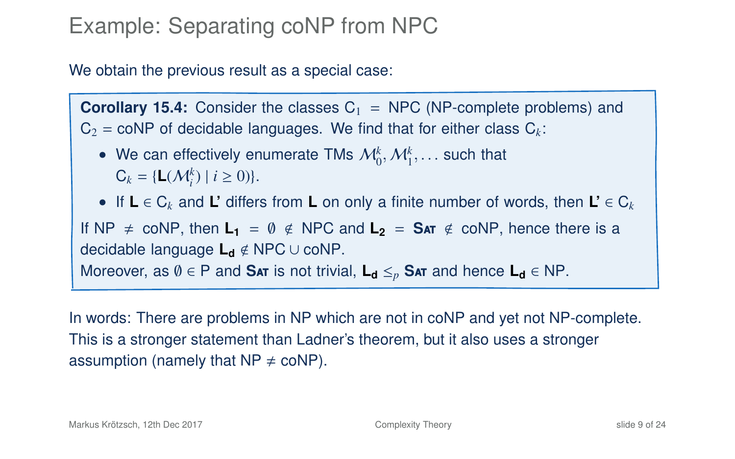# Example: Separating coNP from NPC

We obtain the previous result as a special case:

**Corollary 15.4:** Consider the classes $\mathsf{C}_1 = \mathsf{NPC}$ (NP-complete problems) and $\mathsf{C}_2 = \mathsf{coNP}$ of decidable languages. We find that for either class $\mathsf{C}_k$:

- We can effectively enumerate TMs $\mathcal{M}_0^k, \mathcal{M}_1^k, \ldots$ such that $\mathsf{C}_k = \{\mathbf{L}(\mathcal{M}_i^k) \mid i \geq 0)\}$.
- If $\mathbf{L} \in \mathsf{C}_k$ and $\mathbf{L'}$ differs from $\mathbf{L}$ on only a finite number of words, then $\mathbf{L'} \in \mathsf{C}_k$

If $\mathsf{NP} \neq \mathsf{coNP}$, then $\mathbf{L_1} = \emptyset \notin \mathsf{NPC}$ and $\mathbf{L_2} = $ **Sat** $\notin \mathsf{coNP}$, hence there is a decidable language $\mathbf{L_d} \notin \mathsf{NPC} \cup \mathsf{coNP}$.
Moreover, as $\emptyset \in \mathsf{P}$ and **Sat** is not trivial, $\mathbf{L_d} \leq_p$ **Sat** and hence $\mathbf{L_d} \in \mathsf{NP}$.

In words: There are problems in NP which are not in coNP and yet not NP-complete. This is a stronger statement than Ladner's theorem, but it also uses a stronger assumption (namely that $\mathsf{NP} \neq \mathsf{coNP}$).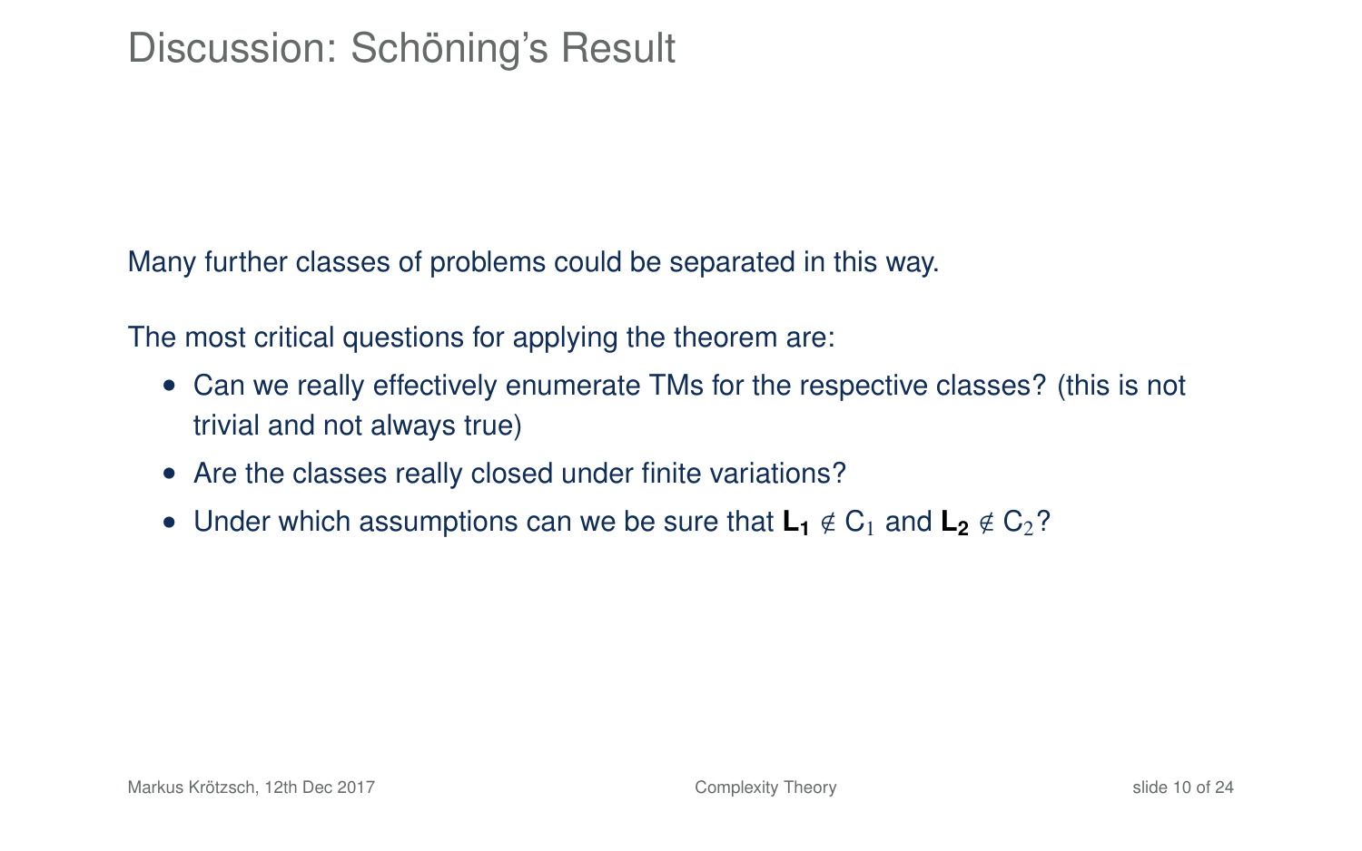# Discussion: Schöning's Result

Many further classes of problems could be separated in this way.

The most critical questions for applying the theorem are:

- Can we really effectively enumerate TMs for the respective classes? (this is not trivial and not always true)
- Are the classes really closed under finite variations?
- Under which assumptions can we be sure that $\mathbf{L_1} \notin C_1$ and $\mathbf{L_2} \notin C_2$?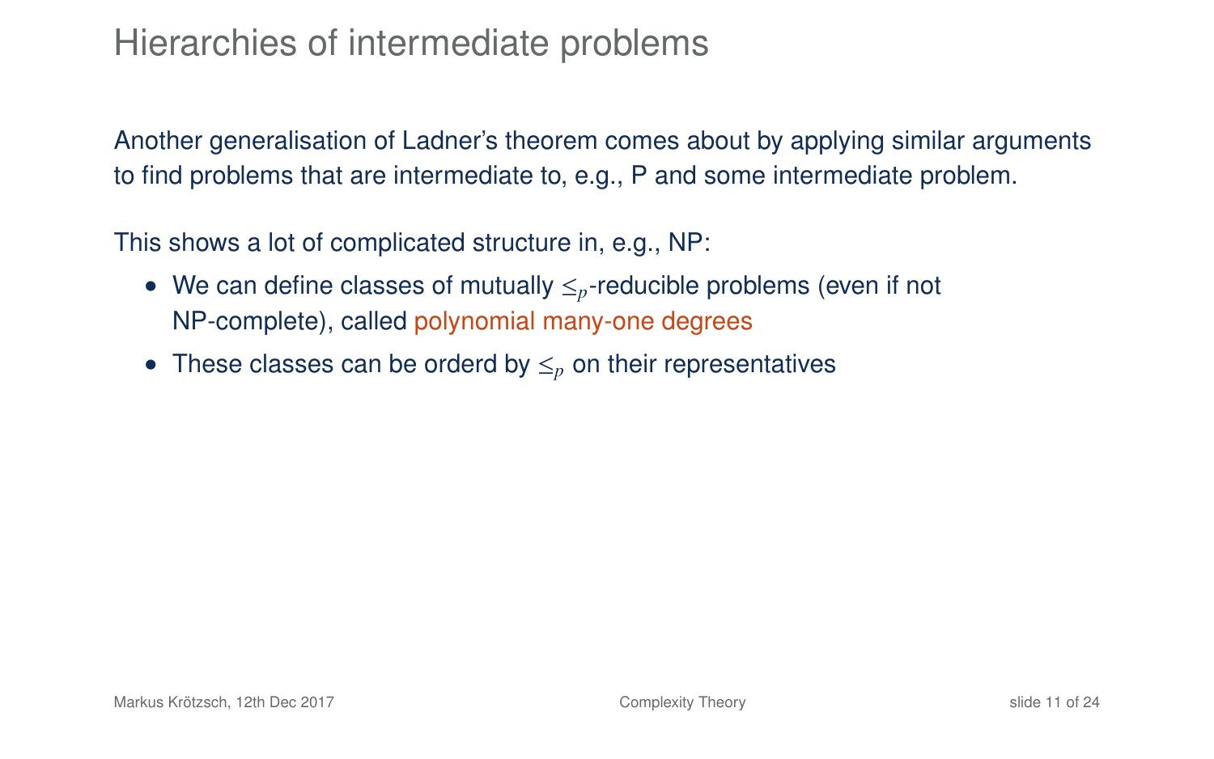# Hierarchies of intermediate problems

Another generalisation of Ladner's theorem comes about by applying similar arguments to find problems that are intermediate to, e.g., P and some intermediate problem.

This shows a lot of complicated structure in, e.g., NP:

- We can define classes of mutually $\leq_p$-reducible problems (even if not NP-complete), called polynomial many-one degrees
- These classes can be orderd by $\leq_p$ on their representatives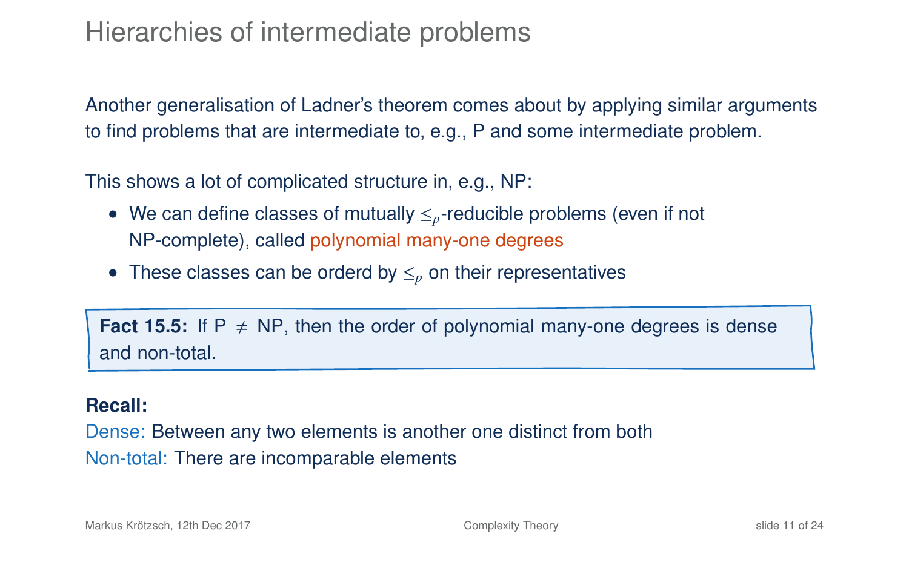# Hierarchies of intermediate problems

Another generalisation of Ladner's theorem comes about by applying similar arguments to find problems that are intermediate to, e.g., P and some intermediate problem.

This shows a lot of complicated structure in, e.g., NP:

- We can define classes of mutually $\leq_p$-reducible problems (even if not NP-complete), called polynomial many-one degrees
- These classes can be orderd by $\leq_p$ on their representatives

**Fact 15.5:** If P $\neq$ NP, then the order of polynomial many-one degrees is dense and non-total.

**Recall:**

Dense: Between any two elements is another one distinct from both

Non-total: There are incomparable elements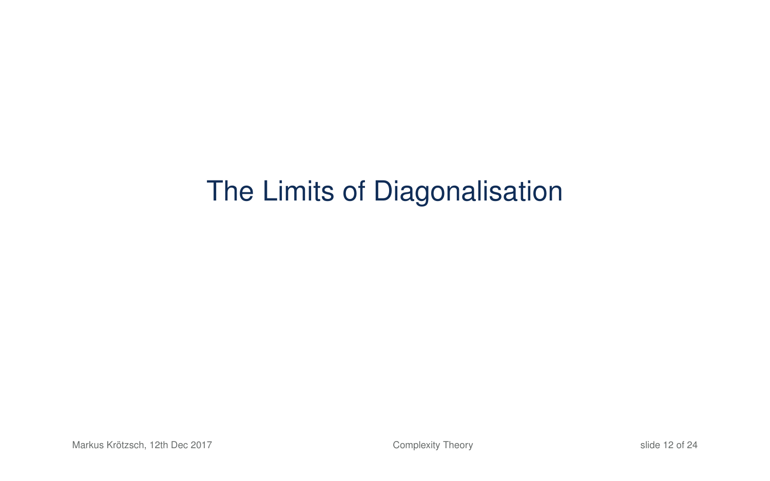# The Limits of Diagonalisation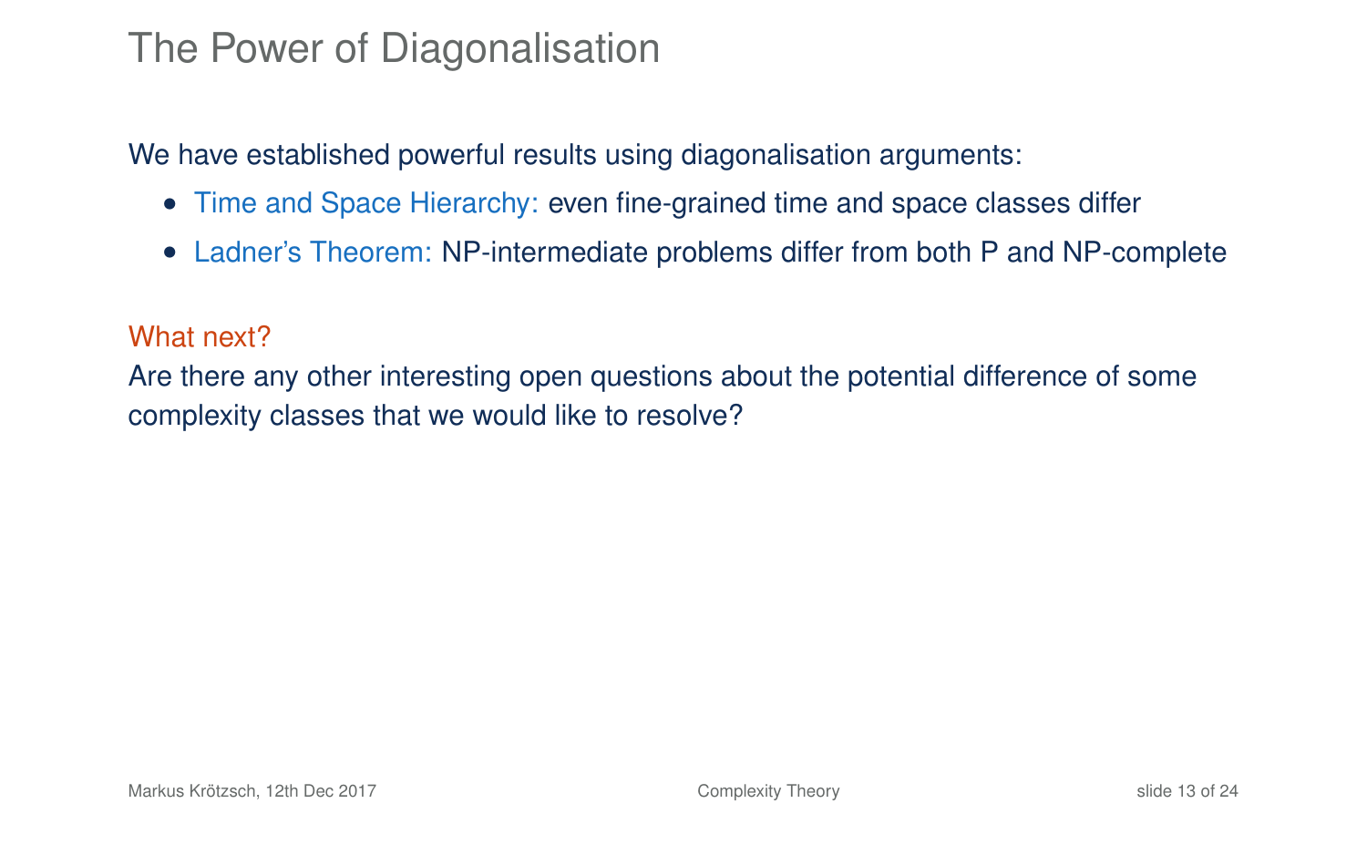# The Power of Diagonalisation

We have established powerful results using diagonalisation arguments:

- Time and Space Hierarchy: even fine-grained time and space classes differ
- Ladner's Theorem: NP-intermediate problems differ from both P and NP-complete

What next?

Are there any other interesting open questions about the potential difference of some complexity classes that we would like to resolve?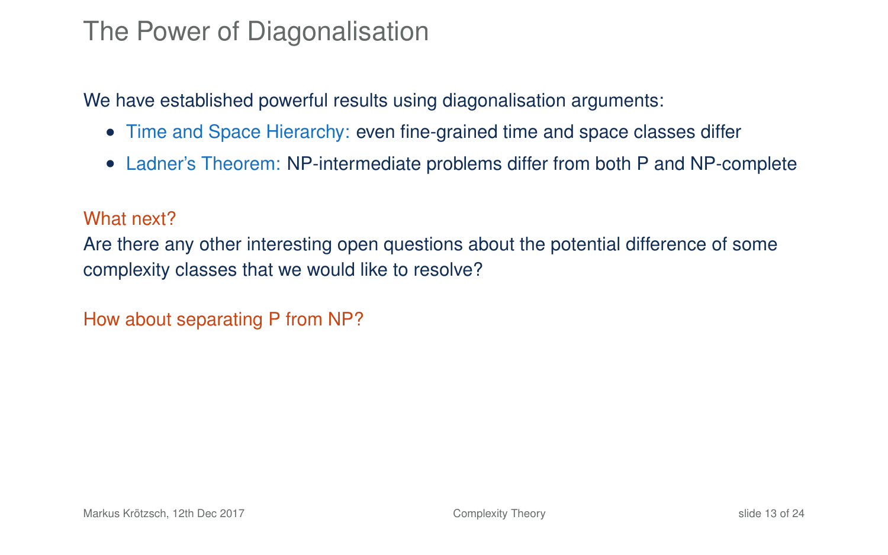# The Power of Diagonalisation

We have established powerful results using diagonalisation arguments:

- Time and Space Hierarchy: even fine-grained time and space classes differ
- Ladner's Theorem: NP-intermediate problems differ from both P and NP-complete

What next?

Are there any other interesting open questions about the potential difference of some complexity classes that we would like to resolve?

How about separating P from NP?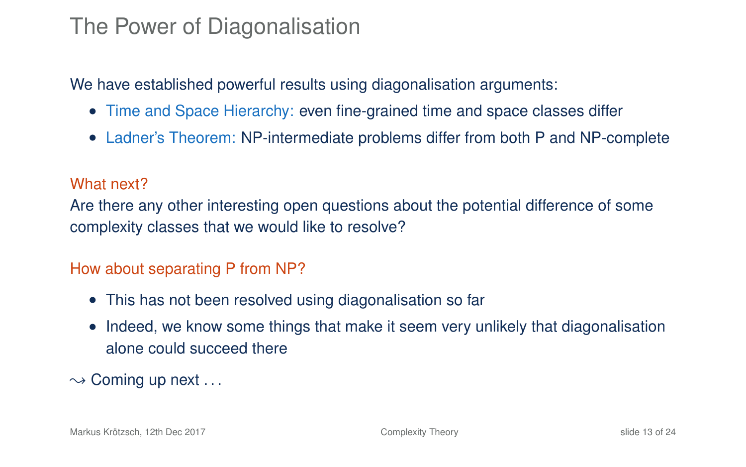# The Power of Diagonalisation

We have established powerful results using diagonalisation arguments:

- Time and Space Hierarchy: even fine-grained time and space classes differ
- Ladner's Theorem: NP-intermediate problems differ from both P and NP-complete

What next?

Are there any other interesting open questions about the potential difference of some complexity classes that we would like to resolve?

How about separating P from NP?

- This has not been resolved using diagonalisation so far
- Indeed, we know some things that make it seem very unlikely that diagonalisation alone could succeed there

$\leadsto$ Coming up next . . .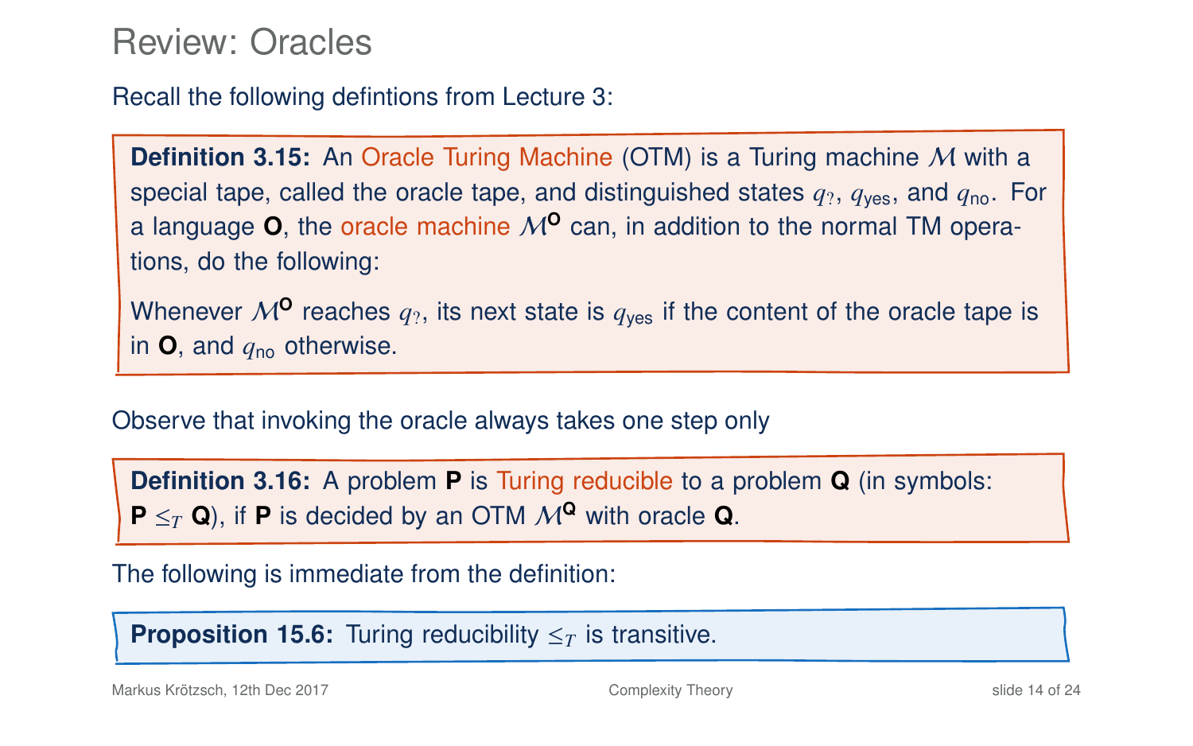# Review: Oracles

Recall the following defintions from Lecture 3:

**Definition 3.15:** An Oracle Turing Machine (OTM) is a Turing machine $\mathcal{M}$ with a special tape, called the oracle tape, and distinguished states $q_?$, $q_{\text{yes}}$, and $q_{\text{no}}$. For a language **O**, the oracle machine $\mathcal{M}^{\mathbf{O}}$ can, in addition to the normal TM operations, do the following:

Whenever $\mathcal{M}^{\mathbf{O}}$ reaches $q_?$, its next state is $q_{\text{yes}}$ if the content of the oracle tape is in **O**, and $q_{\text{no}}$ otherwise.

Observe that invoking the oracle always takes one step only

**Definition 3.16:** A problem **P** is Turing reducible to a problem **Q** (in symbols: **P** $\leq_T$ **Q**), if **P** is decided by an OTM $\mathcal{M}^{\mathbf{Q}}$ with oracle **Q**.

The following is immediate from the definition:

**Proposition 15.6:** Turing reducibility $\leq_T$ is transitive.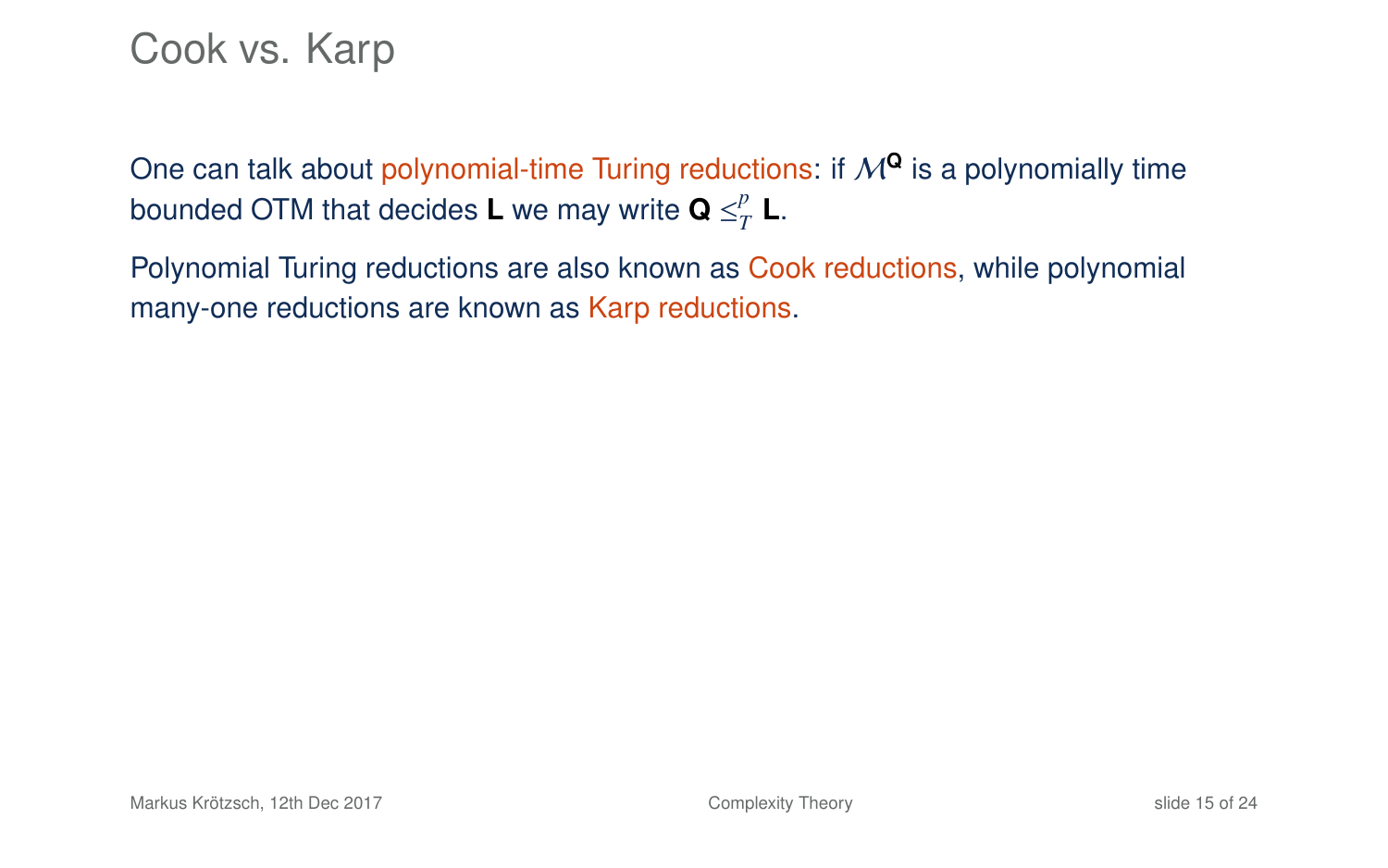# Cook vs. Karp

One can talk about polynomial-time Turing reductions: if $\mathcal{M}^{\mathbf{Q}}$ is a polynomially time bounded OTM that decides **L** we may write $\mathbf{Q} \leq_T^p \mathbf{L}$.

Polynomial Turing reductions are also known as Cook reductions, while polynomial many-one reductions are known as Karp reductions.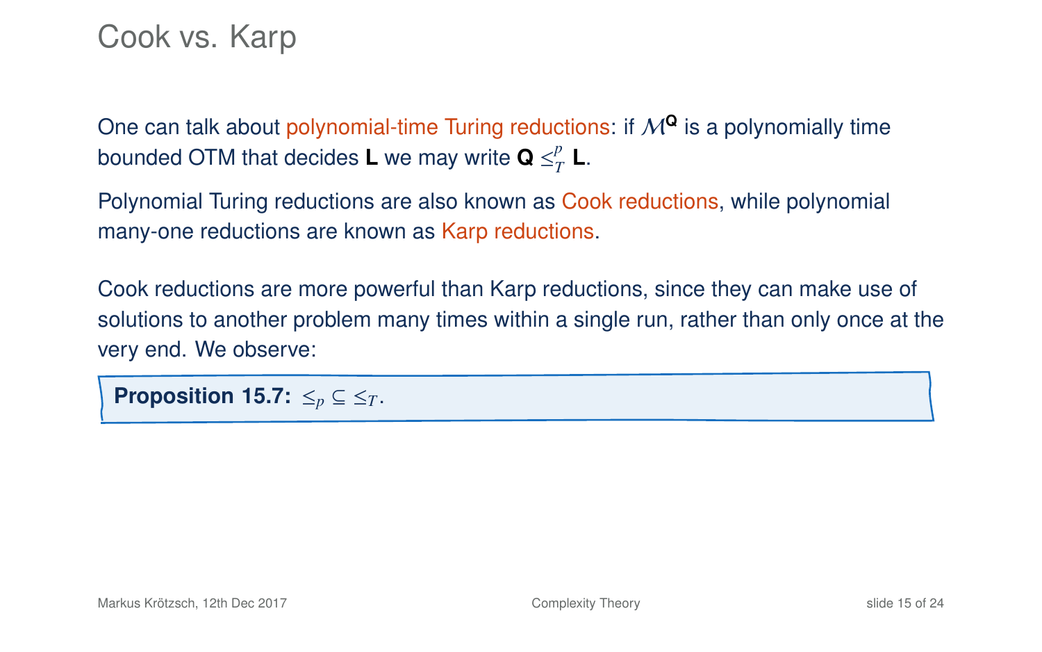# Cook vs. Karp

One can talk about polynomial-time Turing reductions: if $\mathcal{M}^{\mathbf{Q}}$ is a polynomially time bounded OTM that decides **L** we may write $\mathbf{Q} \leq_T^p \mathbf{L}$.

Polynomial Turing reductions are also known as Cook reductions, while polynomial many-one reductions are known as Karp reductions.

Cook reductions are more powerful than Karp reductions, since they can make use of solutions to another problem many times within a single run, rather than only once at the very end. We observe:

**Proposition 15.7:** $\leq_p \subseteq \leq_T$.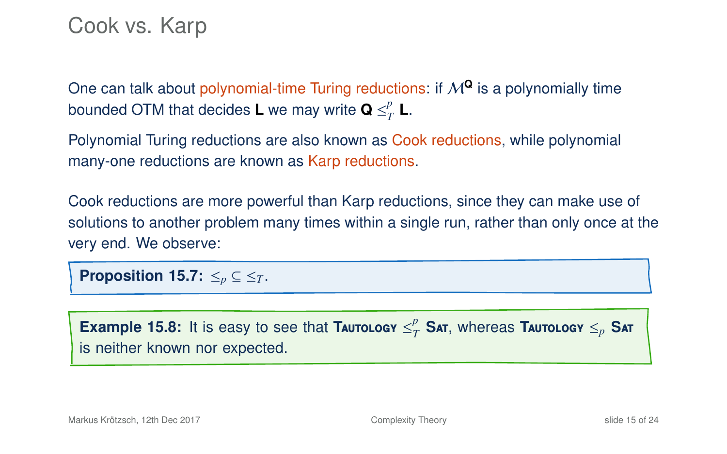# Cook vs. Karp

One can talk about polynomial-time Turing reductions: if $\mathcal{M}^{\mathbf{Q}}$ is a polynomially time bounded OTM that decides **L** we may write $\mathbf{Q} \leq_T^p \mathbf{L}$.

Polynomial Turing reductions are also known as Cook reductions, while polynomial many-one reductions are known as Karp reductions.

Cook reductions are more powerful than Karp reductions, since they can make use of solutions to another problem many times within a single run, rather than only once at the very end. We observe:

**Proposition 15.7:** $\leq_p \subseteq \leq_T$.

**Example 15.8:** It is easy to see that **Tautology** $\leq_T^p$ **Sat**, whereas **Tautology** $\leq_p$ **Sat** is neither known nor expected.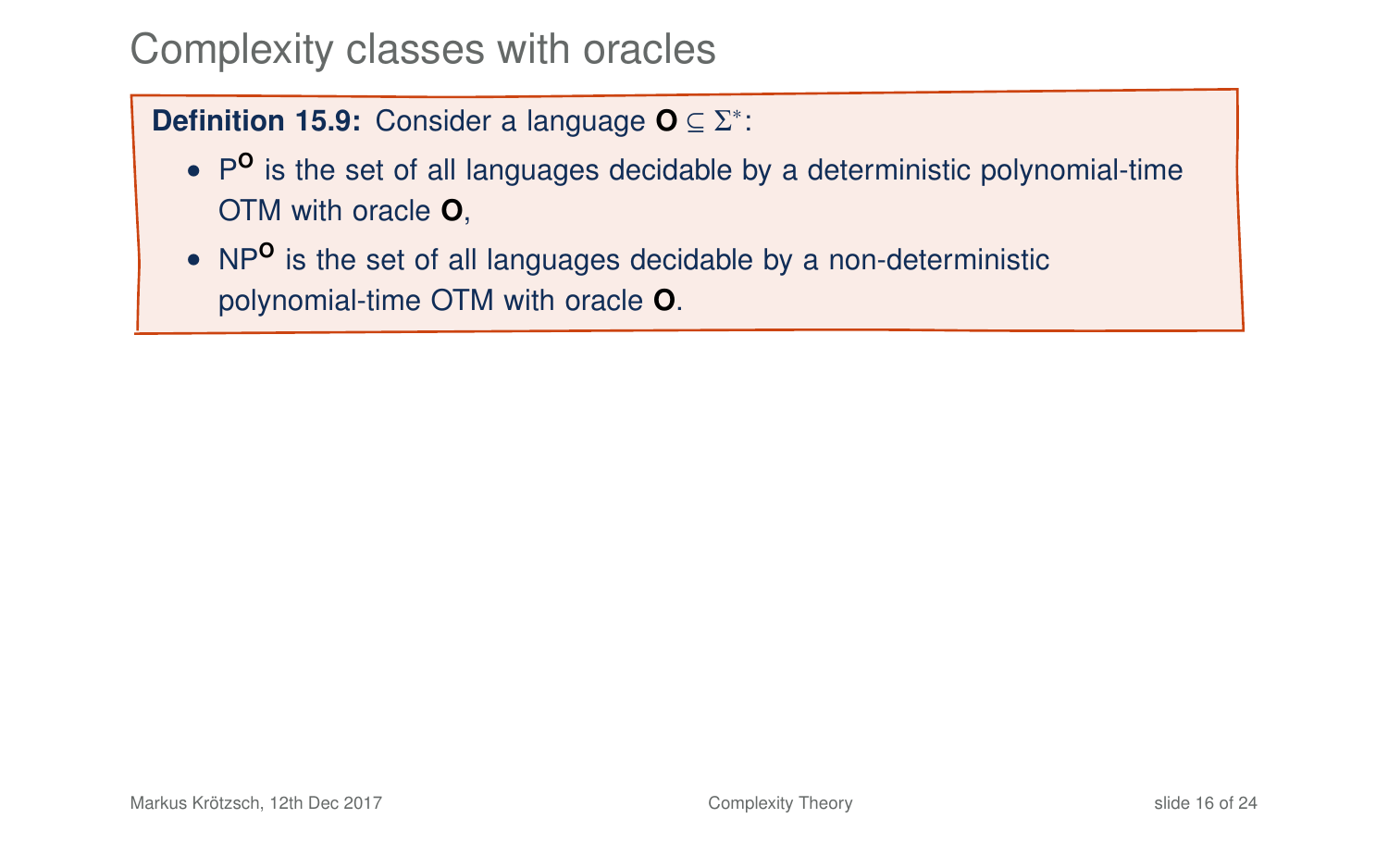# Complexity classes with oracles

**Definition 15.9:** Consider a language $\mathbf{O} \subseteq \Sigma^*$:

- $\mathrm{P}^{\mathbf{O}}$ is the set of all languages decidable by a deterministic polynomial-time OTM with oracle $\mathbf{O}$,
- $\mathrm{NP}^{\mathbf{O}}$ is the set of all languages decidable by a non-deterministic polynomial-time OTM with oracle $\mathbf{O}$.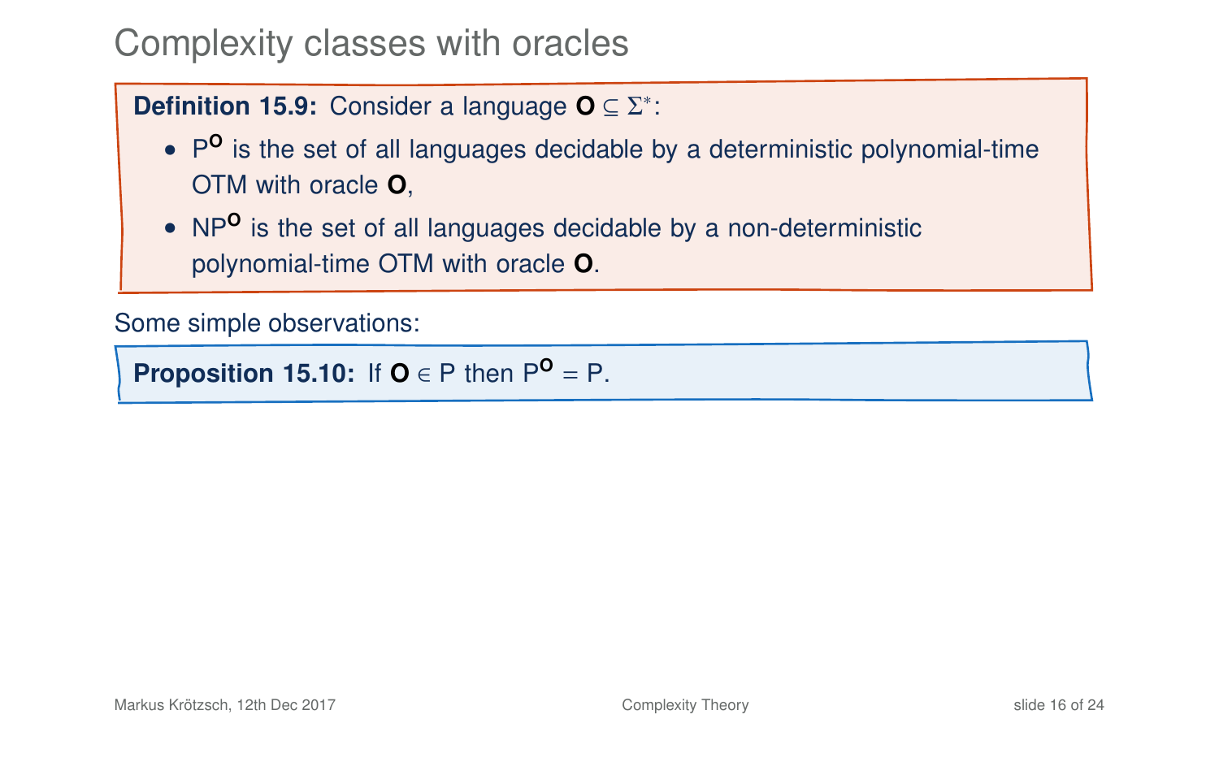# Complexity classes with oracles

**Definition 15.9:** Consider a language $\mathbf{O} \subseteq \Sigma^*$:

- $\mathrm{P}^{\mathbf{O}}$ is the set of all languages decidable by a deterministic polynomial-time OTM with oracle $\mathbf{O}$,
- $\mathrm{NP}^{\mathbf{O}}$ is the set of all languages decidable by a non-deterministic polynomial-time OTM with oracle $\mathbf{O}$.

Some simple observations:

**Proposition 15.10:** If $\mathbf{O} \in \mathrm{P}$ then $\mathrm{P}^{\mathbf{O}} = \mathrm{P}$.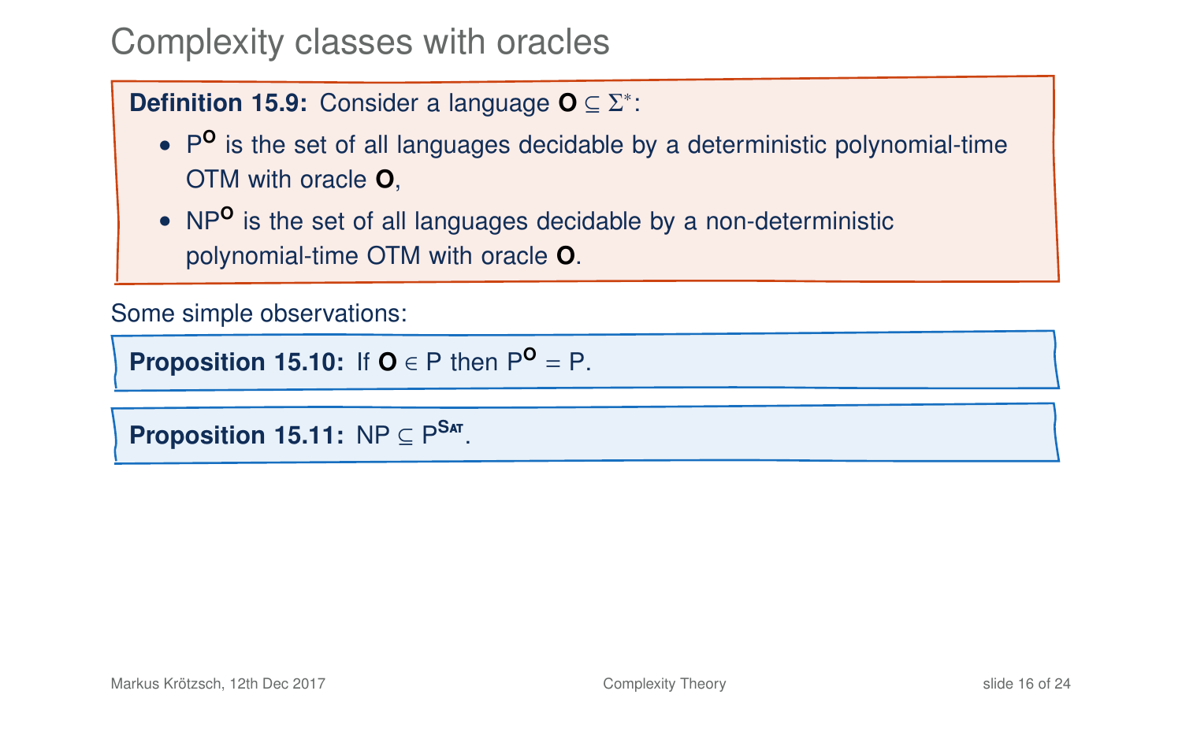# Complexity classes with oracles

**Definition 15.9:** Consider a language $\mathbf{O} \subseteq \Sigma^*$:

- $\mathrm{P}^{\mathbf{O}}$ is the set of all languages decidable by a deterministic polynomial-time OTM with oracle $\mathbf{O}$,
- $\mathrm{NP}^{\mathbf{O}}$ is the set of all languages decidable by a non-deterministic polynomial-time OTM with oracle $\mathbf{O}$.

Some simple observations:

**Proposition 15.10:** If $\mathbf{O} \in \mathrm{P}$ then $\mathrm{P}^{\mathbf{O}} = \mathrm{P}$.

**Proposition 15.11:** $\mathrm{NP} \subseteq \mathrm{P}^{\textsc{Sat}}$.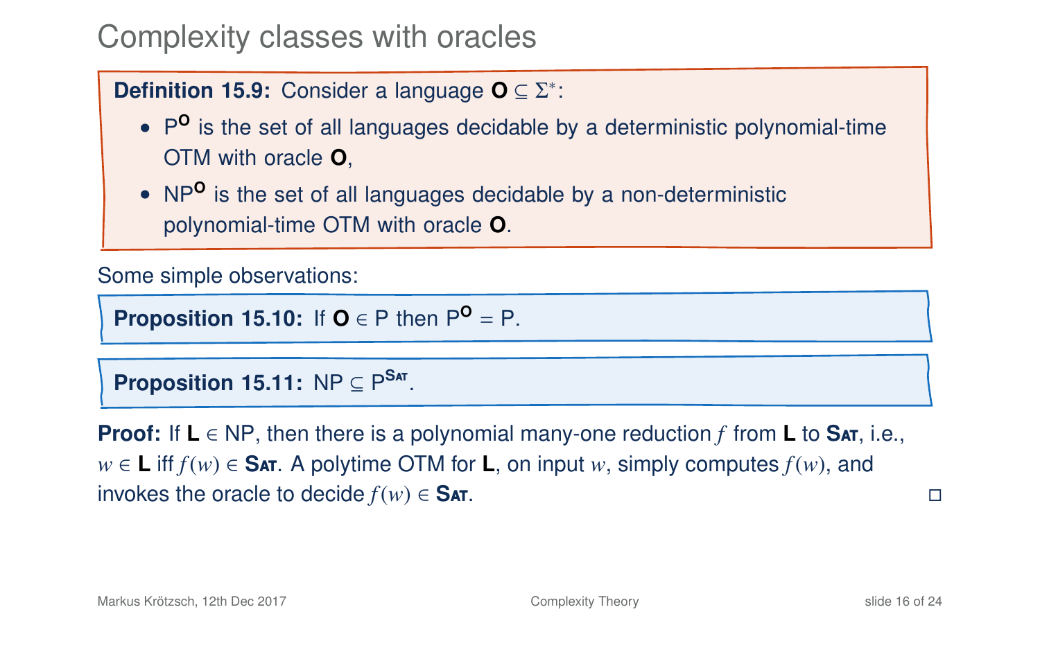# Complexity classes with oracles

**Definition 15.9:** Consider a language $\mathbf{O} \subseteq \Sigma^*$:

- $\mathrm{P}^{\mathbf{O}}$ is the set of all languages decidable by a deterministic polynomial-time OTM with oracle $\mathbf{O}$,
- $\mathrm{NP}^{\mathbf{O}}$ is the set of all languages decidable by a non-deterministic polynomial-time OTM with oracle $\mathbf{O}$.

Some simple observations:

**Proposition 15.10:** If $\mathbf{O} \in \mathrm{P}$ then $\mathrm{P}^{\mathbf{O}} = \mathrm{P}$.

**Proposition 15.11:** $\mathrm{NP} \subseteq \mathrm{P}^{\textsc{Sat}}$.

**Proof:** If $\mathbf{L} \in \mathrm{NP}$, then there is a polynomial many-one reduction $f$ from $\mathbf{L}$ to $\textsc{Sat}$, i.e., $w \in \mathbf{L}$ iff $f(w) \in \textsc{Sat}$. A polytime OTM for $\mathbf{L}$, on input $w$, simply computes $f(w)$, and invokes the oracle to decide $f(w) \in \textsc{Sat}$. □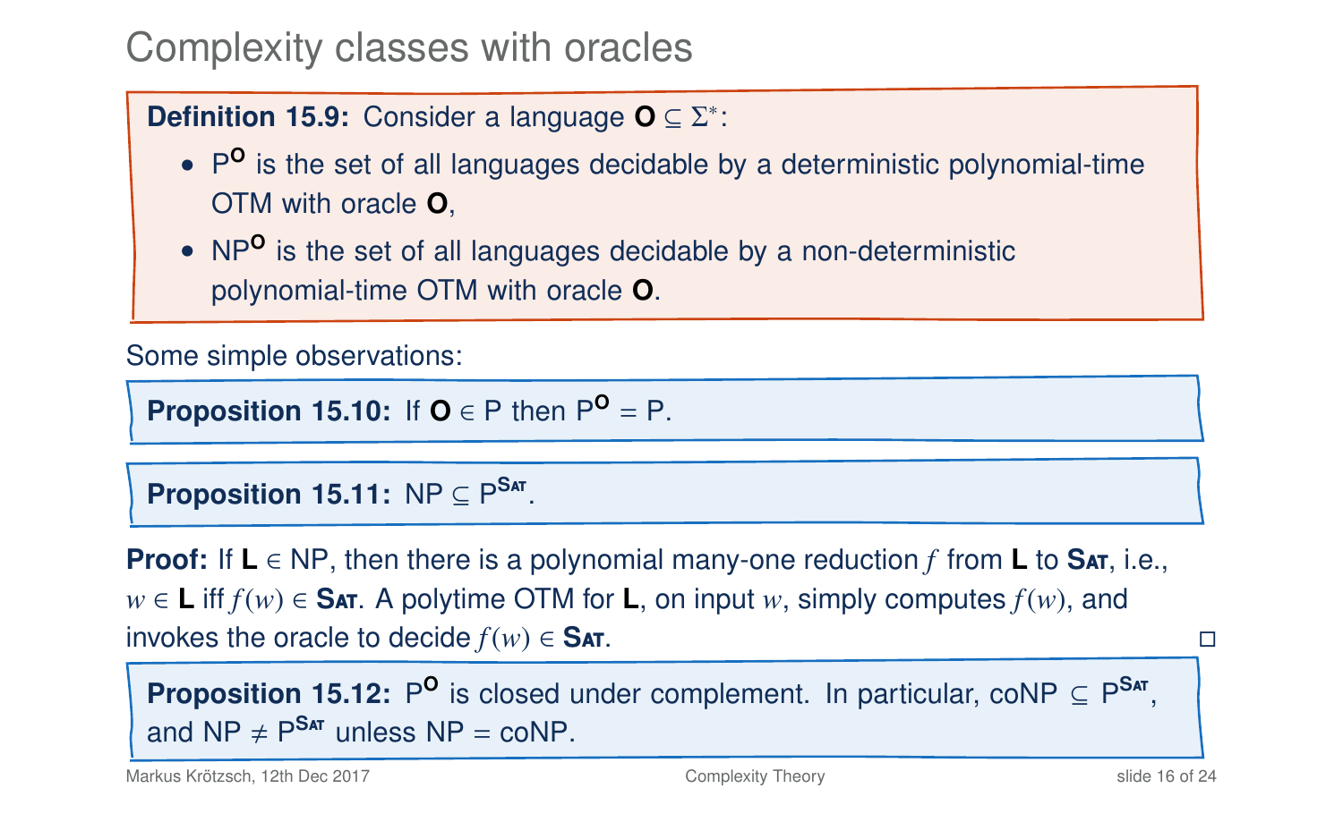# Complexity classes with oracles

**Definition 15.9:** Consider a language $\mathbf{O} \subseteq \Sigma^*$:

- $\mathrm{P}^{\mathbf{O}}$ is the set of all languages decidable by a deterministic polynomial-time OTM with oracle **O**,
- $\mathrm{NP}^{\mathbf{O}}$ is the set of all languages decidable by a non-deterministic polynomial-time OTM with oracle **O**.

Some simple observations:

**Proposition 15.10:** If $\mathbf{O} \in \mathrm{P}$ then $\mathrm{P}^{\mathbf{O}} = \mathrm{P}$.

**Proposition 15.11:** $\mathrm{NP} \subseteq \mathrm{P}^{\textsc{Sat}}$.

**Proof:** If $\mathbf{L} \in \mathrm{NP}$, then there is a polynomial many-one reduction $f$ from **L** to **Sat**, i.e., $w \in \mathbf{L}$ iff $f(w) \in \textsc{Sat}$. A polytime OTM for **L**, on input $w$, simply computes $f(w)$, and invokes the oracle to decide $f(w) \in \textsc{Sat}$. □

**Proposition 15.12:** $\mathrm{P}^{\mathbf{O}}$ is closed under complement. In particular, $\mathrm{coNP} \subseteq \mathrm{P}^{\textsc{Sat}}$, and $\mathrm{NP} \neq \mathrm{P}^{\textsc{Sat}}$ unless $\mathrm{NP} = \mathrm{coNP}$.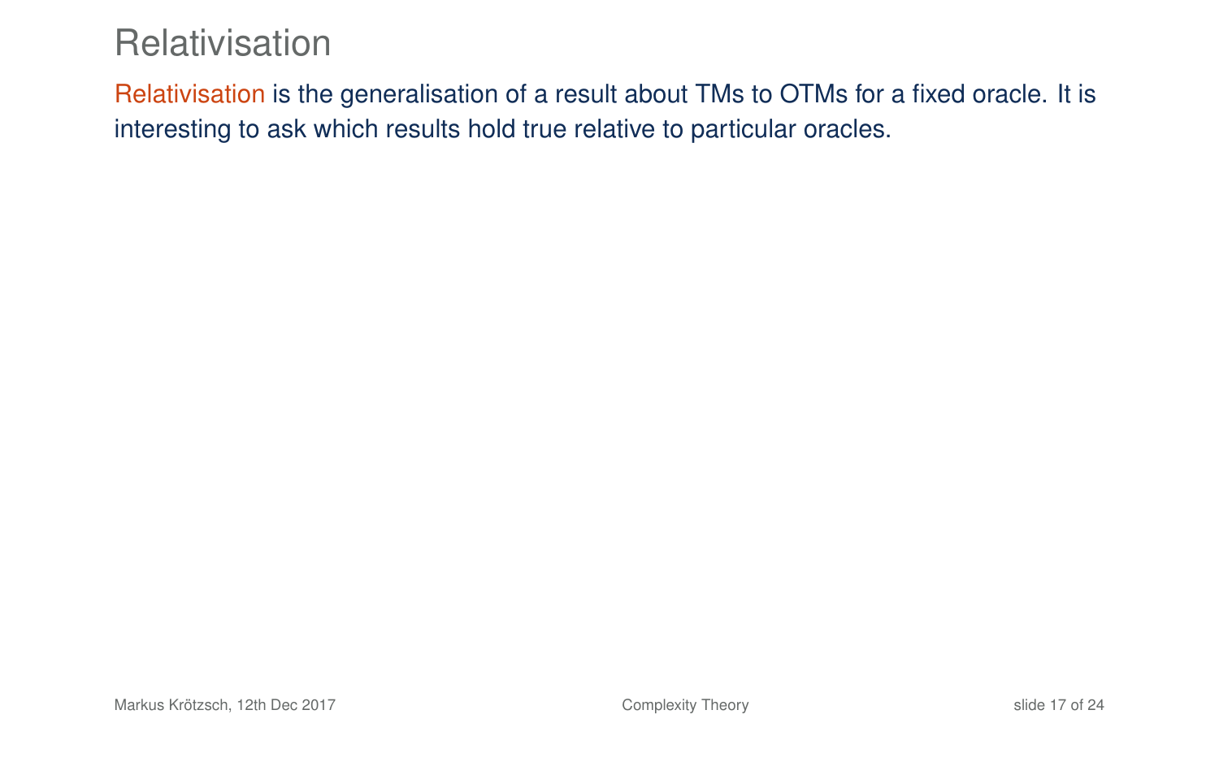# Relativisation

Relativisation is the generalisation of a result about TMs to OTMs for a fixed oracle. It is interesting to ask which results hold true relative to particular oracles.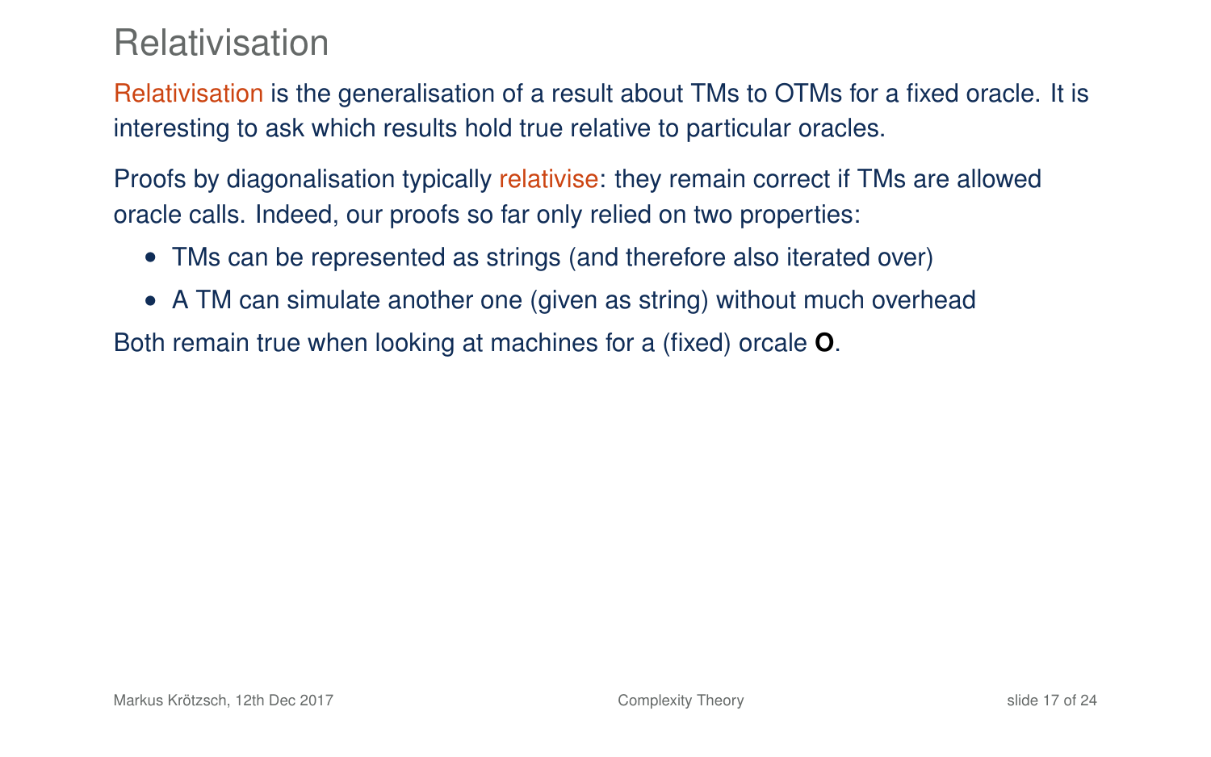# Relativisation

Relativisation is the generalisation of a result about TMs to OTMs for a fixed oracle. It is interesting to ask which results hold true relative to particular oracles.

Proofs by diagonalisation typically relativise: they remain correct if TMs are allowed oracle calls. Indeed, our proofs so far only relied on two properties:

- TMs can be represented as strings (and therefore also iterated over)
- A TM can simulate another one (given as string) without much overhead

Both remain true when looking at machines for a (fixed) orcale **O**.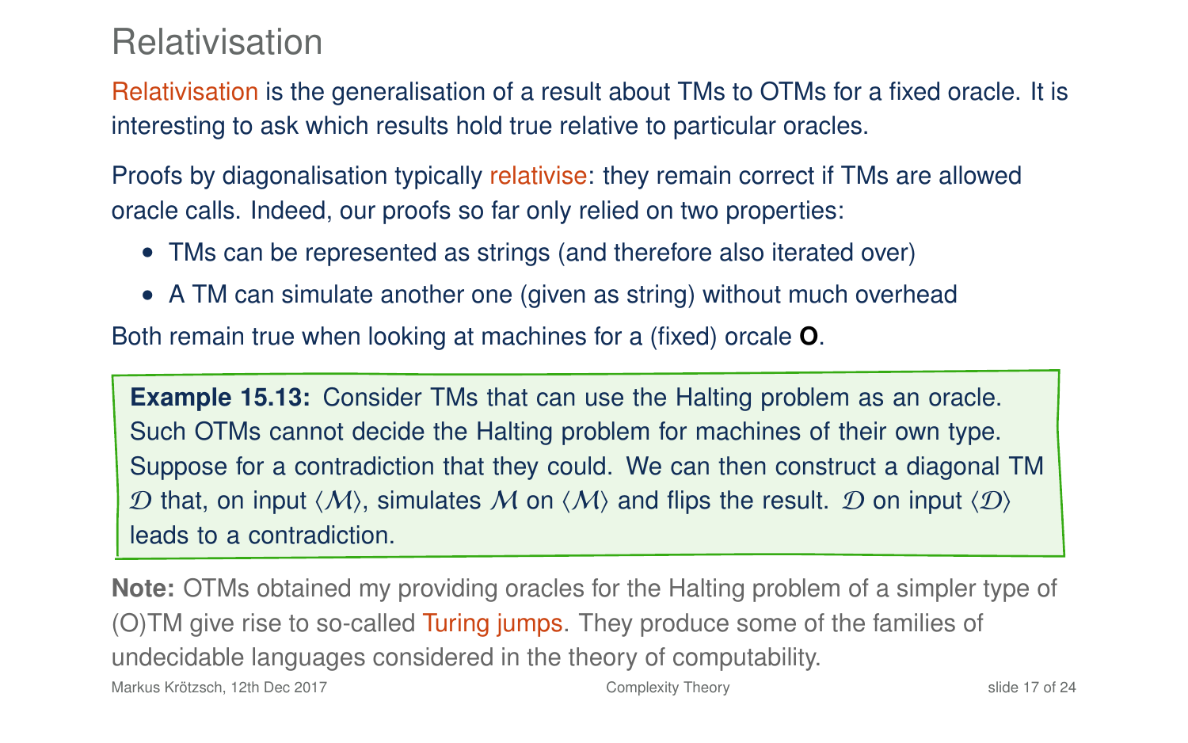# Relativisation

Relativisation is the generalisation of a result about TMs to OTMs for a fixed oracle. It is interesting to ask which results hold true relative to particular oracles.

Proofs by diagonalisation typically relativise: they remain correct if TMs are allowed oracle calls. Indeed, our proofs so far only relied on two properties:

- TMs can be represented as strings (and therefore also iterated over)
- A TM can simulate another one (given as string) without much overhead

Both remain true when looking at machines for a (fixed) orcale **O**.

**Example 15.13:** Consider TMs that can use the Halting problem as an oracle. Such OTMs cannot decide the Halting problem for machines of their own type. Suppose for a contradiction that they could. We can then construct a diagonal TM $\mathcal{D}$ that, on input $\langle \mathcal{M} \rangle$, simulates $\mathcal{M}$ on $\langle \mathcal{M} \rangle$ and flips the result. $\mathcal{D}$ on input $\langle \mathcal{D} \rangle$ leads to a contradiction.

**Note:** OTMs obtained my providing oracles for the Halting problem of a simpler type of (O)TM give rise to so-called Turing jumps. They produce some of the families of undecidable languages considered in the theory of computability.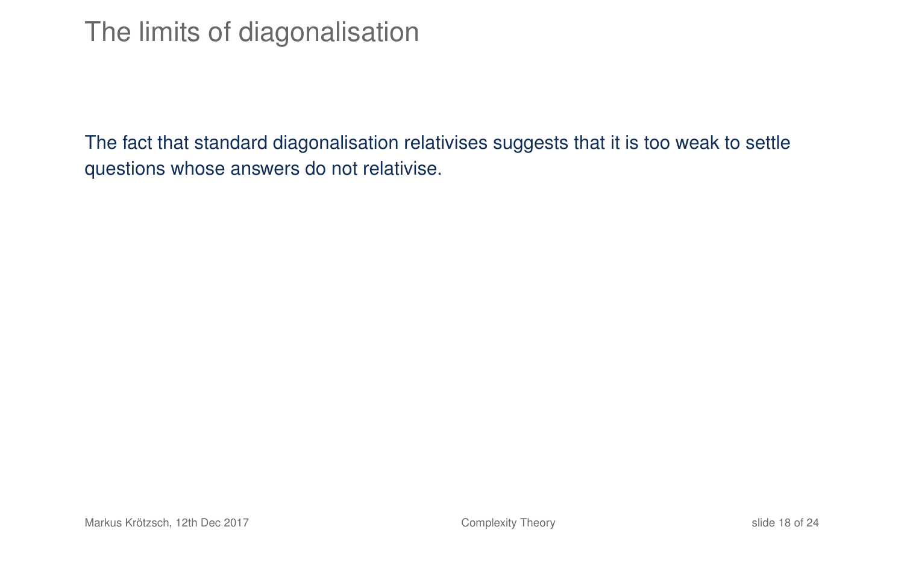# The limits of diagonalisation

The fact that standard diagonalisation relativises suggests that it is too weak to settle questions whose answers do not relativise.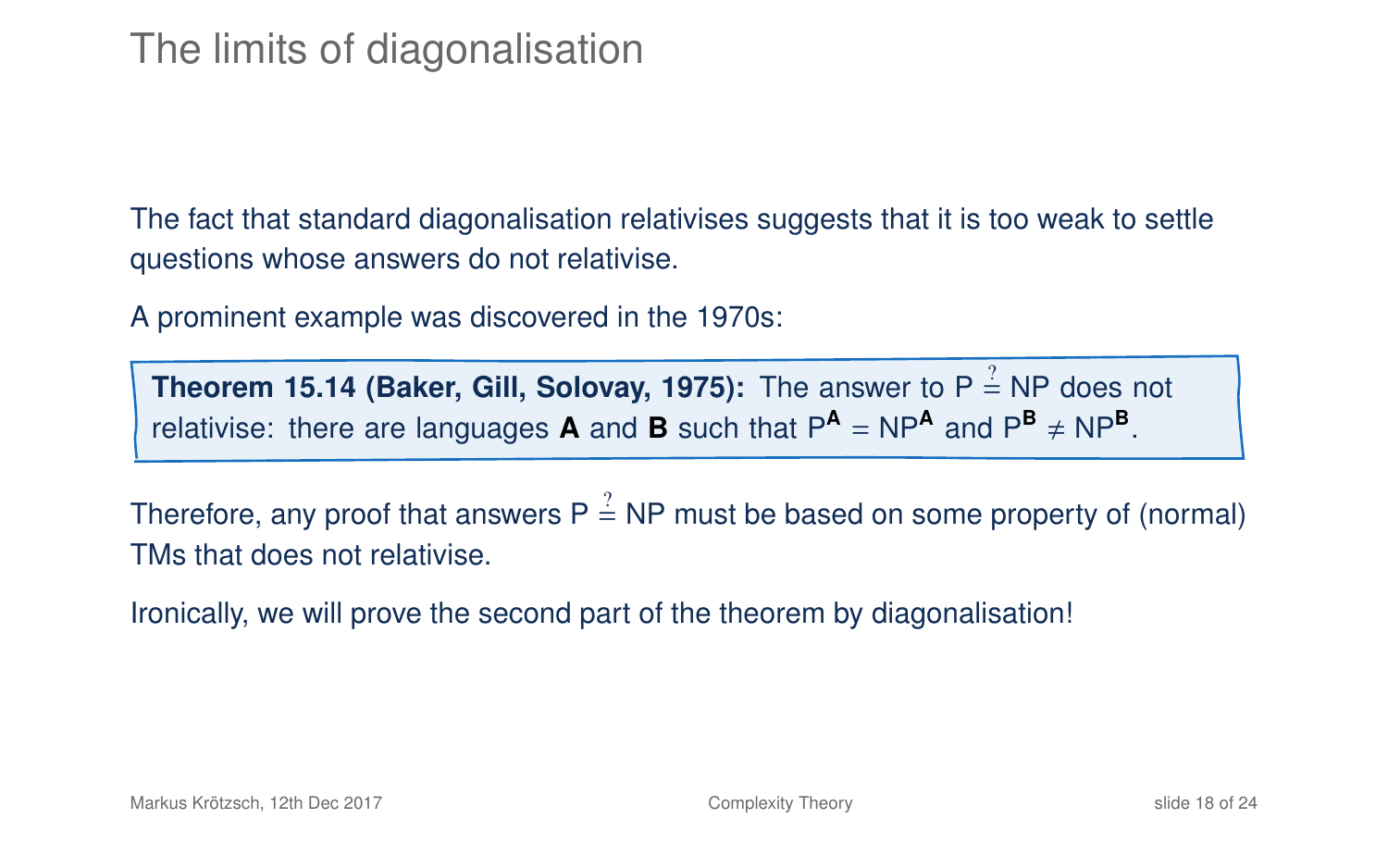# The limits of diagonalisation

The fact that standard diagonalisation relativises suggests that it is too weak to settle questions whose answers do not relativise.

A prominent example was discovered in the 1970s:

> **Theorem 15.14 (Baker, Gill, Solovay, 1975):** The answer to $\mathsf{P} \stackrel{?}{=} \mathsf{NP}$ does not relativise: there are languages **A** and **B** such that $\mathsf{P}^{\mathbf{A}} = \mathsf{NP}^{\mathbf{A}}$ and $\mathsf{P}^{\mathbf{B}} \neq \mathsf{NP}^{\mathbf{B}}$.

Therefore, any proof that answers $\mathsf{P} \stackrel{?}{=} \mathsf{NP}$ must be based on some property of (normal) TMs that does not relativise.

Ironically, we will prove the second part of the theorem by diagonalisation!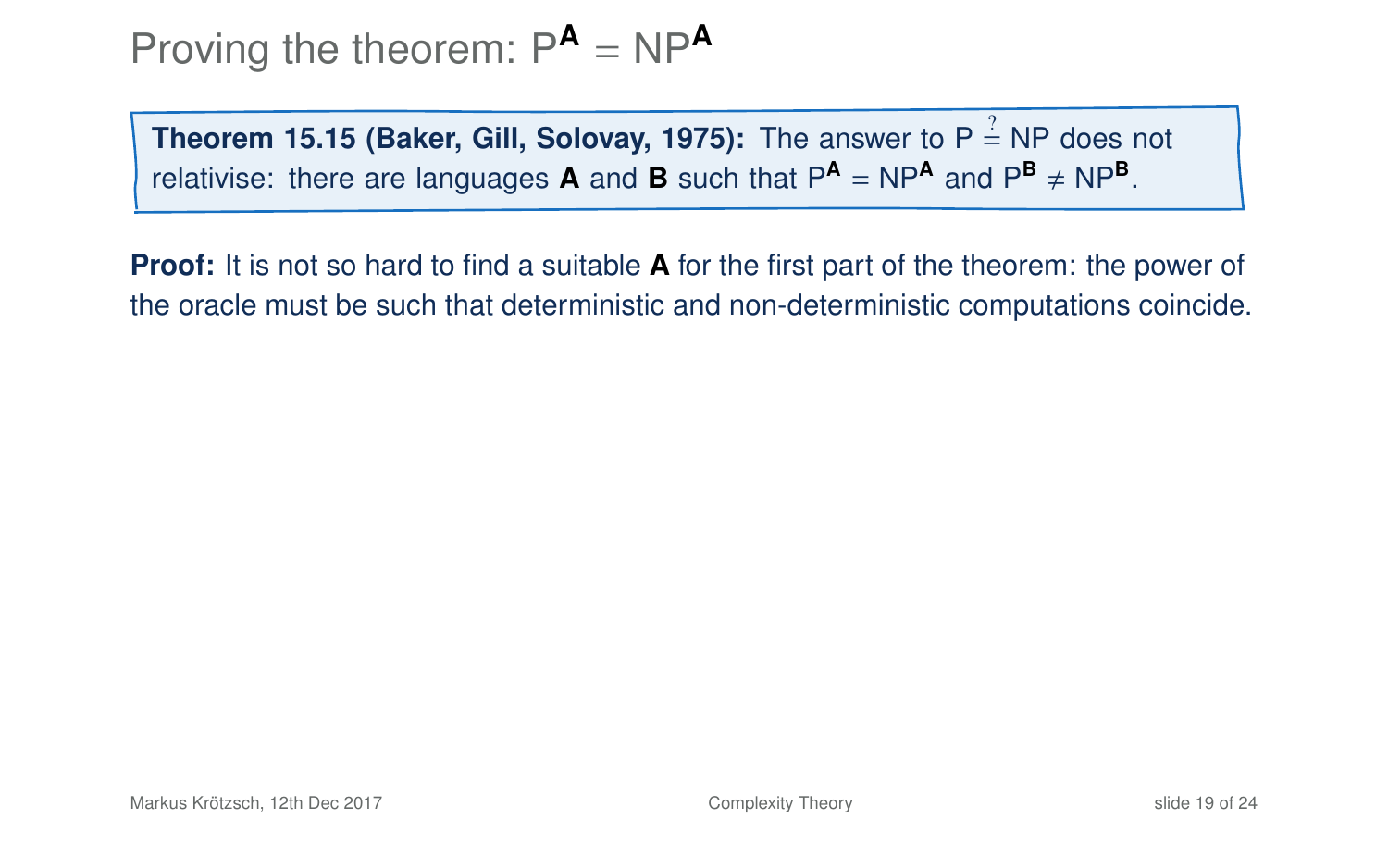# Proving the theorem: $\mathsf{P}^{\mathbf{A}} = \mathsf{NP}^{\mathbf{A}}$

**Theorem 15.15 (Baker, Gill, Solovay, 1975):** The answer to $\mathsf{P} \stackrel{?}{=} \mathsf{NP}$ does not relativise: there are languages **A** and **B** such that $\mathsf{P}^{\mathbf{A}} = \mathsf{NP}^{\mathbf{A}}$ and $\mathsf{P}^{\mathbf{B}} \neq \mathsf{NP}^{\mathbf{B}}$.

**Proof:** It is not so hard to find a suitable **A** for the first part of the theorem: the power of the oracle must be such that deterministic and non-deterministic computations coincide.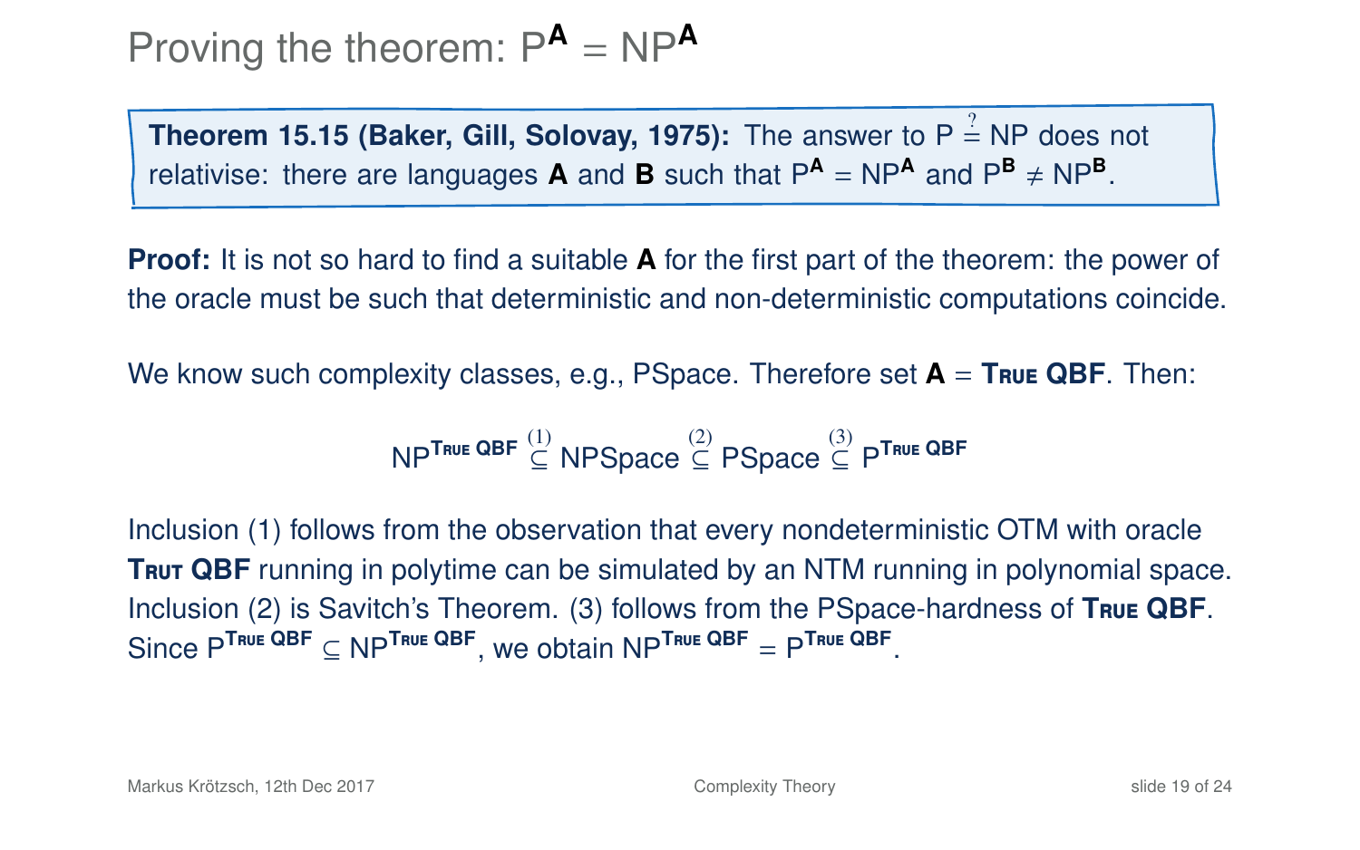# Proving the theorem: $\mathsf{P}^{\mathbf{A}} = \mathsf{NP}^{\mathbf{A}}$

**Theorem 15.15 (Baker, Gill, Solovay, 1975):** The answer to $\mathsf{P} \stackrel{?}{=} \mathsf{NP}$ does not relativise: there are languages **A** and **B** such that $\mathsf{P}^{\mathbf{A}} = \mathsf{NP}^{\mathbf{A}}$ and $\mathsf{P}^{\mathbf{B}} \neq \mathsf{NP}^{\mathbf{B}}$.

**Proof:** It is not so hard to find a suitable **A** for the first part of the theorem: the power of the oracle must be such that deterministic and non-deterministic computations coincide.

We know such complexity classes, e.g., PSpace. Therefore set **A** = **True QBF**. Then:

$$\mathsf{NP}^{\textbf{True QBF}} \stackrel{(1)}{\subseteq} \mathsf{NPSpace} \stackrel{(2)}{\subseteq} \mathsf{PSpace} \stackrel{(3)}{\subseteq} \mathsf{P}^{\textbf{True QBF}}$$

Inclusion (1) follows from the observation that every nondeterministic OTM with oracle **Trut QBF** running in polytime can be simulated by an NTM running in polynomial space. Inclusion (2) is Savitch's Theorem. (3) follows from the PSpace-hardness of **True QBF**. Since $\mathsf{P}^{\textbf{True QBF}} \subseteq \mathsf{NP}^{\textbf{True QBF}}$, we obtain $\mathsf{NP}^{\textbf{True QBF}} = \mathsf{P}^{\textbf{True QBF}}$.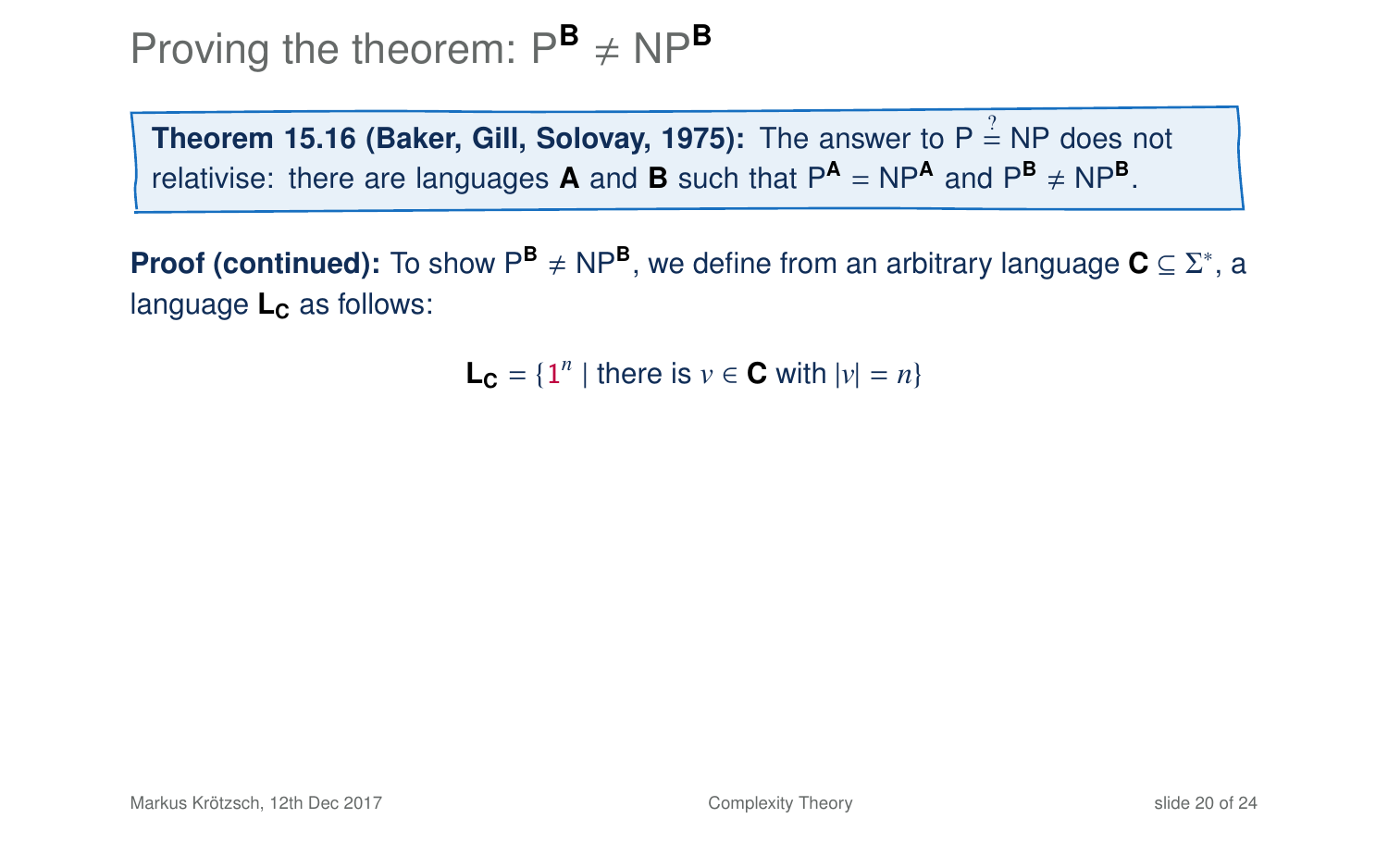# Proving the theorem: $\mathrm{P}^{\mathbf{B}} \neq \mathrm{NP}^{\mathbf{B}}$

**Theorem 15.16 (Baker, Gill, Solovay, 1975):** The answer to $\mathrm{P} \stackrel{?}{=} \mathrm{NP}$ does not relativise: there are languages **A** and **B** such that $\mathrm{P}^{\mathbf{A}} = \mathrm{NP}^{\mathbf{A}}$ and $\mathrm{P}^{\mathbf{B}} \neq \mathrm{NP}^{\mathbf{B}}$.

**Proof (continued):** To show $\mathrm{P}^{\mathbf{B}} \neq \mathrm{NP}^{\mathbf{B}}$, we define from an arbitrary language $\mathbf{C} \subseteq \Sigma^*$, a language $\mathbf{L_C}$ as follows:

$$\mathbf{L_C} = \{1^n \mid \text{there is } v \in \mathbf{C} \text{ with } |v| = n\}$$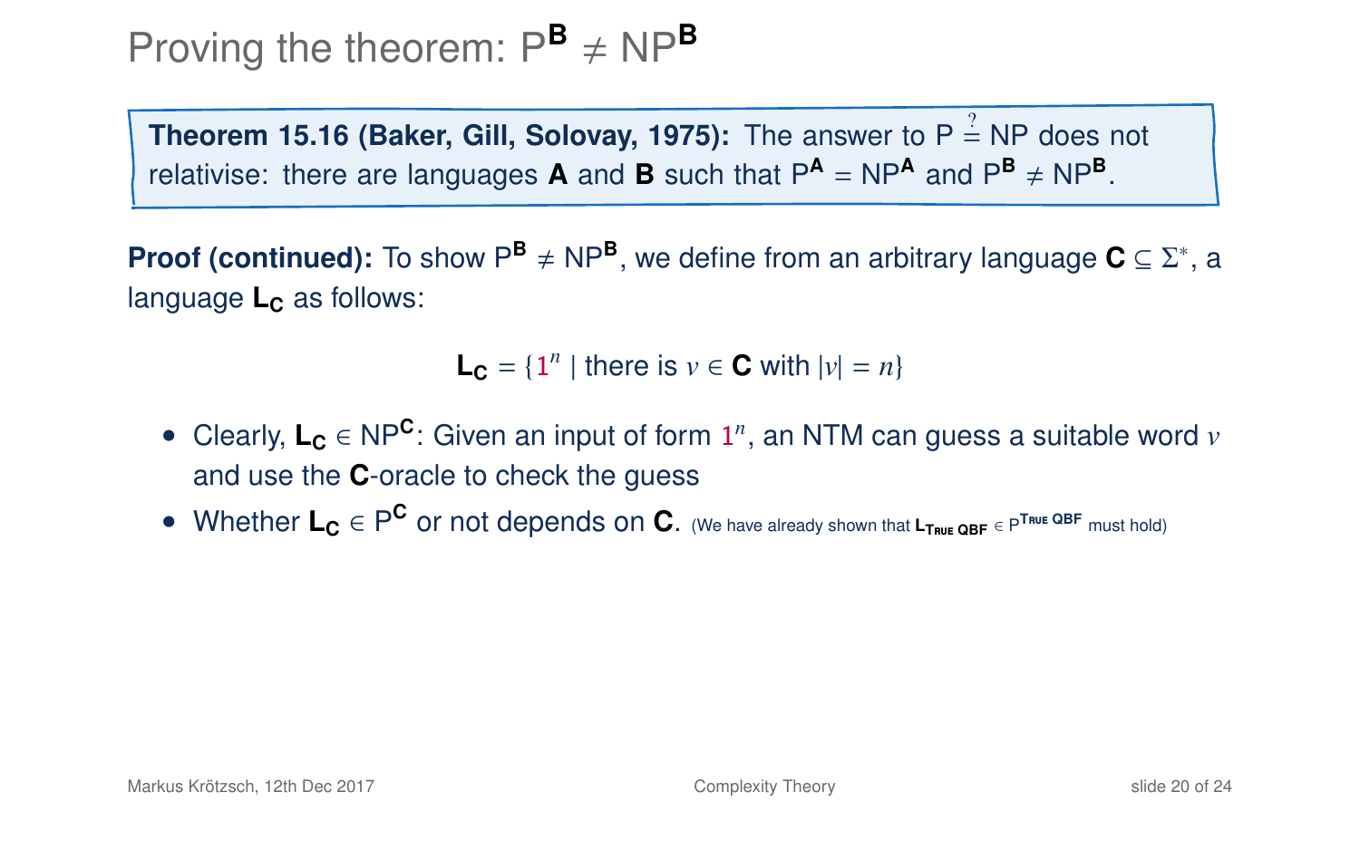# Proving the theorem: $\mathsf{P}^{\mathbf{B}} \neq \mathsf{NP}^{\mathbf{B}}$

**Theorem 15.16 (Baker, Gill, Solovay, 1975):** The answer to $\mathsf{P} \stackrel{?}{=} \mathsf{NP}$ does not relativise: there are languages **A** and **B** such that $\mathsf{P}^{\mathbf{A}} = \mathsf{NP}^{\mathbf{A}}$ and $\mathsf{P}^{\mathbf{B}} \neq \mathsf{NP}^{\mathbf{B}}$.

**Proof (continued):** To show $\mathsf{P}^{\mathbf{B}} \neq \mathsf{NP}^{\mathbf{B}}$, we define from an arbitrary language $\mathbf{C} \subseteq \Sigma^*$, a language $\mathbf{L_C}$ as follows:

$$\mathbf{L_C} = \{1^n \mid \text{there is } v \in \mathbf{C} \text{ with } |v| = n\}$$

- Clearly, $\mathbf{L_C} \in \mathsf{NP}^{\mathbf{C}}$: Given an input of form $1^n$, an NTM can guess a suitable word $v$ and use the **C**-oracle to check the guess
- Whether $\mathbf{L_C} \in \mathsf{P}^{\mathbf{C}}$ or not depends on **C**. (We have already shown that $\mathbf{L}_{\text{TRUE QBF}} \in \mathsf{P}^{\text{TRUE QBF}}$ must hold)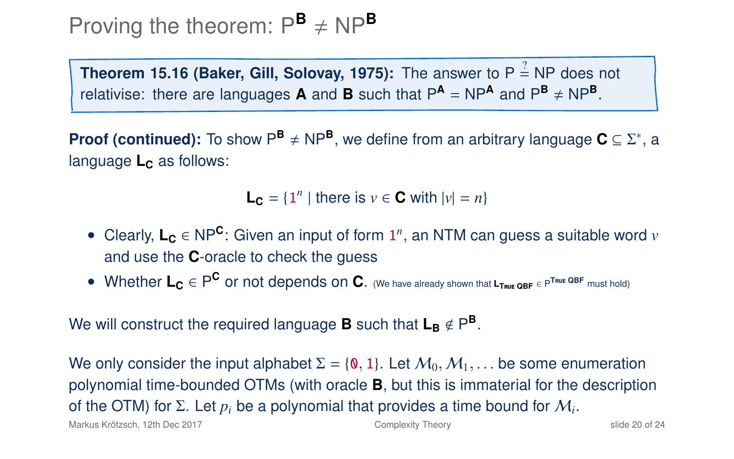# Proving the theorem: $\mathsf{P}^{\mathbf{B}} \neq \mathsf{NP}^{\mathbf{B}}$

**Theorem 15.16 (Baker, Gill, Solovay, 1975):** The answer to $\mathsf{P} \stackrel{?}{=} \mathsf{NP}$ does not relativise: there are languages **A** and **B** such that $\mathsf{P}^{\mathbf{A}} = \mathsf{NP}^{\mathbf{A}}$ and $\mathsf{P}^{\mathbf{B}} \neq \mathsf{NP}^{\mathbf{B}}$.

**Proof (continued):** To show $\mathsf{P}^{\mathbf{B}} \neq \mathsf{NP}^{\mathbf{B}}$, we define from an arbitrary language $\mathbf{C} \subseteq \Sigma^*$, a language $\mathbf{L_C}$ as follows:

$$\mathbf{L_C} = \{1^n \mid \text{there is } v \in \mathbf{C} \text{ with } |v| = n\}$$

- Clearly, $\mathbf{L_C} \in \mathsf{NP}^{\mathbf{C}}$: Given an input of form $1^n$, an NTM can guess a suitable word $v$ and use the **C**-oracle to check the guess
- Whether $\mathbf{L_C} \in \mathsf{P}^{\mathbf{C}}$ or not depends on **C**. (We have already shown that $\mathbf{L}_{\text{TRUE QBF}} \in \mathsf{P}^{\text{TRUE QBF}}$ must hold)

We will construct the required language **B** such that $\mathbf{L_B} \notin \mathsf{P}^{\mathbf{B}}$.

We only consider the input alphabet $\Sigma = \{0, 1\}$. Let $\mathcal{M}_0, \mathcal{M}_1, \ldots$ be some enumeration polynomial time-bounded OTMs (with oracle **B**, but this is immaterial for the description of the OTM) for $\Sigma$. Let $p_i$ be a polynomial that provides a time bound for $\mathcal{M}_i$.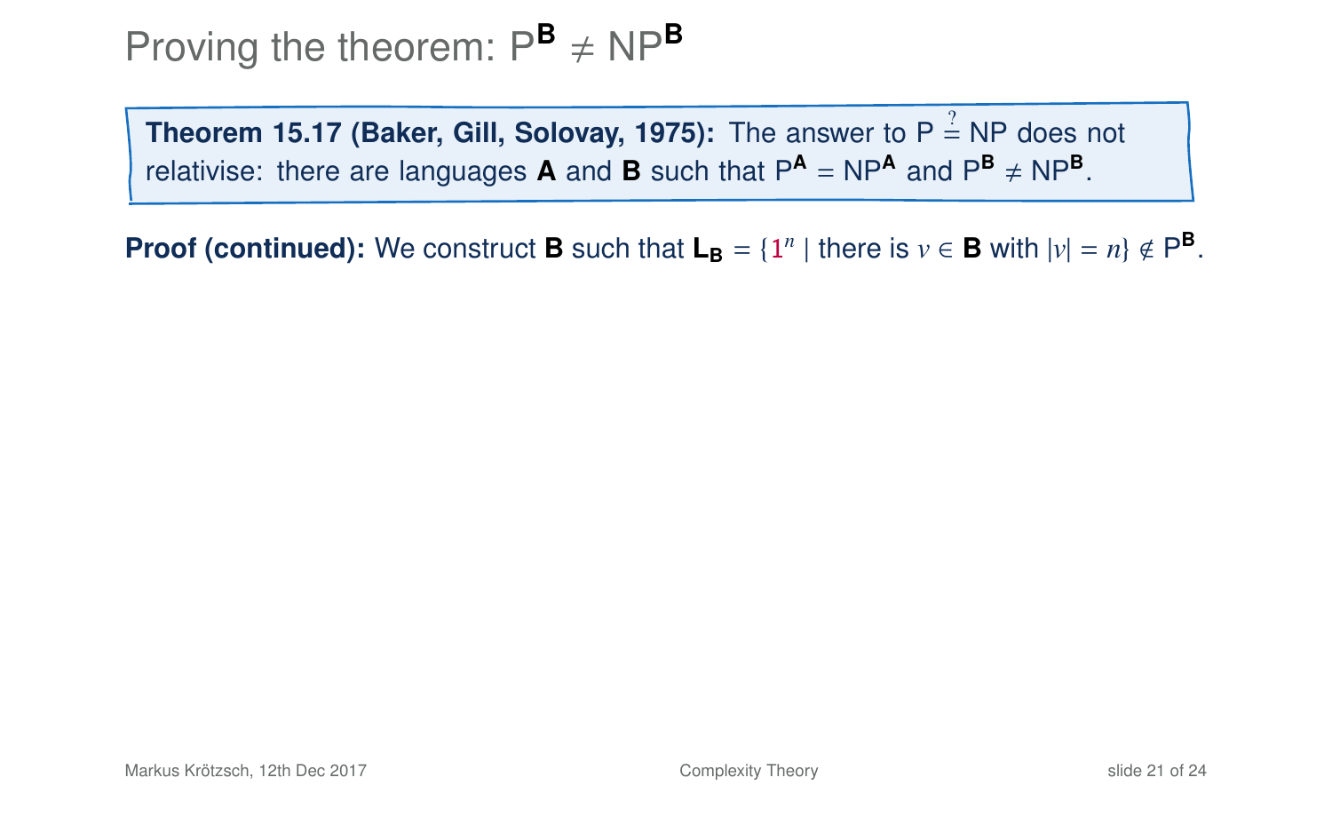# Proving the theorem: $P^{\mathbf{B}} \neq NP^{\mathbf{B}}$

**Theorem 15.17 (Baker, Gill, Solovay, 1975):** The answer to $P \stackrel{?}{=} NP$ does not relativise: there are languages **A** and **B** such that $P^{\mathbf{A}} = NP^{\mathbf{A}}$ and $P^{\mathbf{B}} \neq NP^{\mathbf{B}}$.

**Proof (continued):** We construct **B** such that $\mathbf{L_B} = \{1^n \mid \text{there is } v \in \mathbf{B} \text{ with } |v| = n\} \notin P^{\mathbf{B}}$.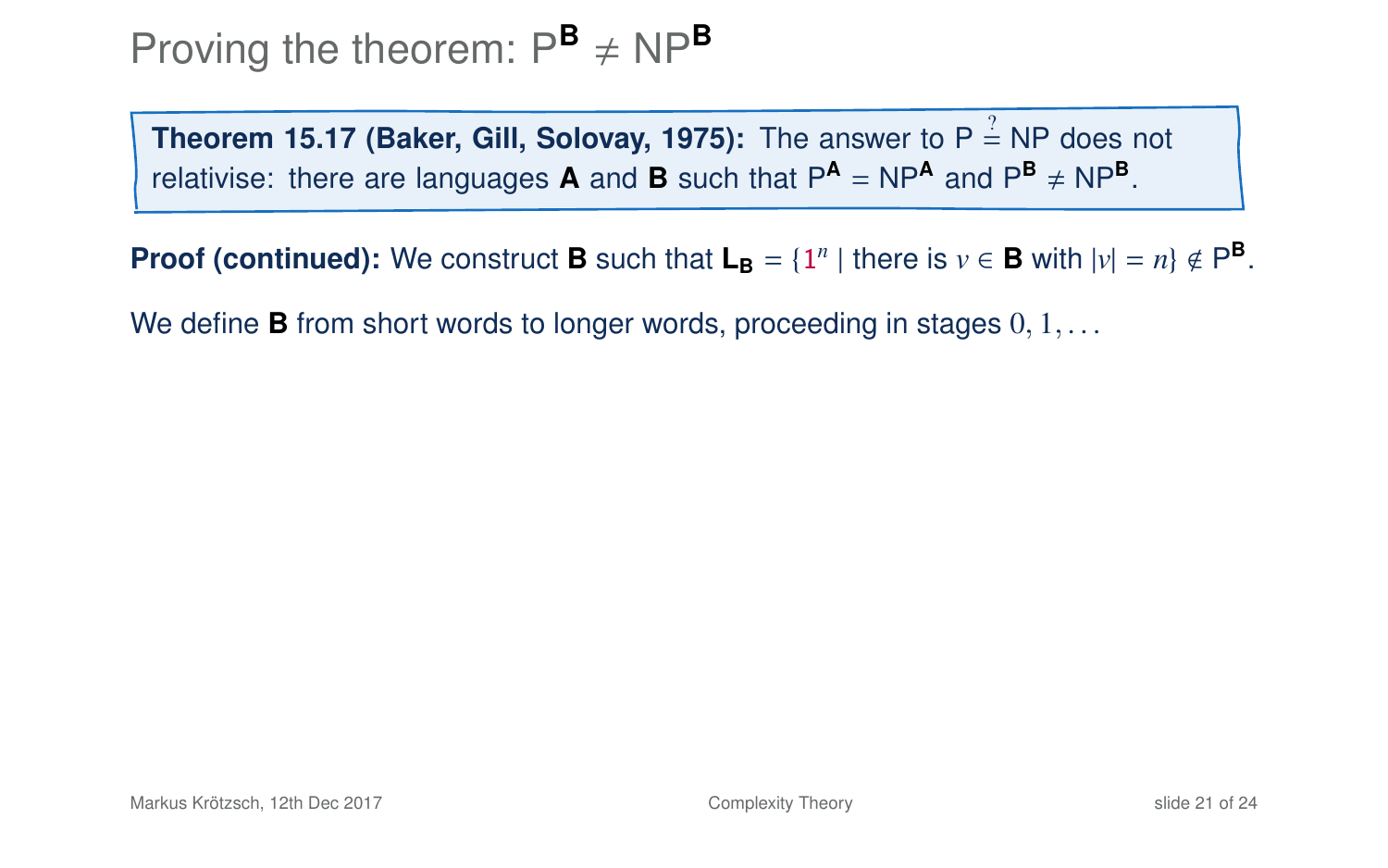# Proving the theorem: $\mathsf{P}^{\mathbf{B}} \neq \mathsf{NP}^{\mathbf{B}}$

**Theorem 15.17 (Baker, Gill, Solovay, 1975):** The answer to $\mathsf{P} \stackrel{?}{=} \mathsf{NP}$ does not relativise: there are languages **A** and **B** such that $\mathsf{P}^{\mathbf{A}} = \mathsf{NP}^{\mathbf{A}}$ and $\mathsf{P}^{\mathbf{B}} \neq \mathsf{NP}^{\mathbf{B}}$.

**Proof (continued):** We construct **B** such that $\mathbf{L}_{\mathbf{B}} = \{1^n \mid \text{there is } v \in \mathbf{B} \text{ with } |v| = n\} \notin \mathsf{P}^{\mathbf{B}}$.

We define **B** from short words to longer words, proceeding in stages $0, 1, \ldots$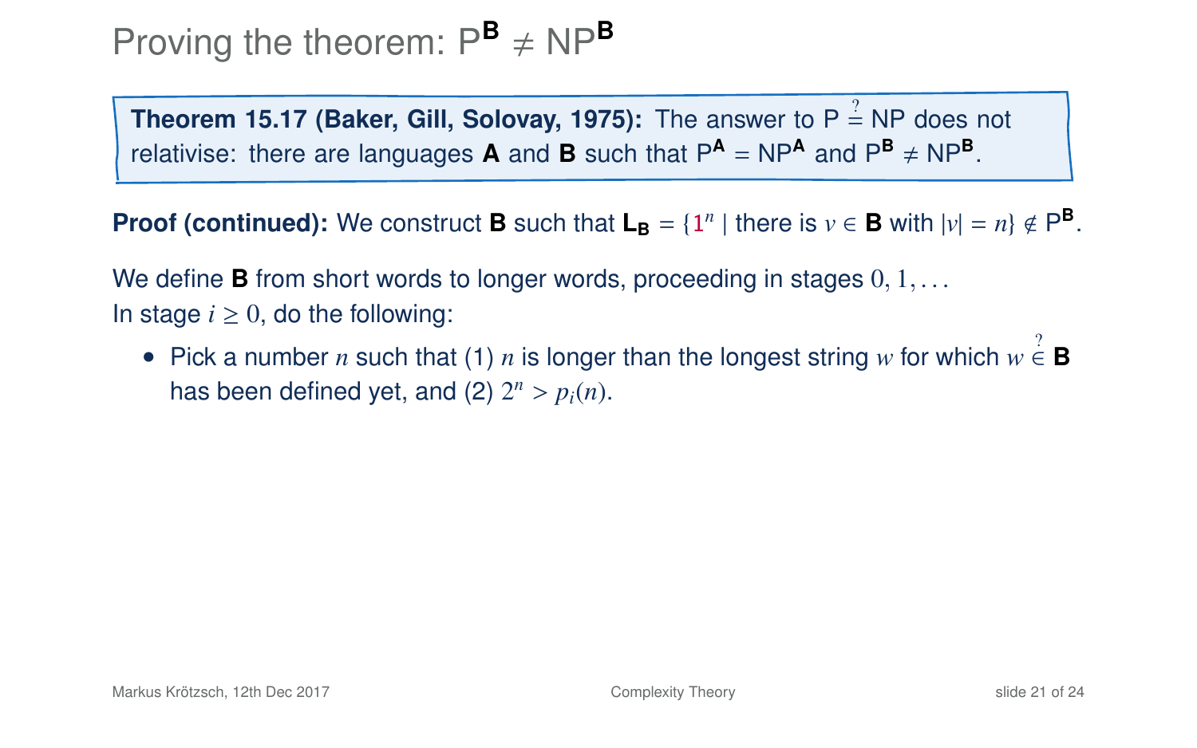# Proving the theorem: $\mathsf{P}^{\mathbf{B}} \neq \mathsf{NP}^{\mathbf{B}}$

**Theorem 15.17 (Baker, Gill, Solovay, 1975):** The answer to $\mathsf{P} \stackrel{?}{=} \mathsf{NP}$ does not relativise: there are languages **A** and **B** such that $\mathsf{P}^{\mathbf{A}} = \mathsf{NP}^{\mathbf{A}}$ and $\mathsf{P}^{\mathbf{B}} \neq \mathsf{NP}^{\mathbf{B}}$.

**Proof (continued):** We construct **B** such that $\mathbf{L_B} = \{1^n \mid \text{there is } v \in \mathbf{B} \text{ with } |v| = n\} \notin \mathsf{P}^{\mathbf{B}}$.

We define **B** from short words to longer words, proceeding in stages $0, 1, \ldots$
In stage $i \geq 0$, do the following:

- Pick a number $n$ such that (1) $n$ is longer than the longest string $w$ for which $w \stackrel{?}{\in} \mathbf{B}$ has been defined yet, and (2) $2^n > p_i(n)$.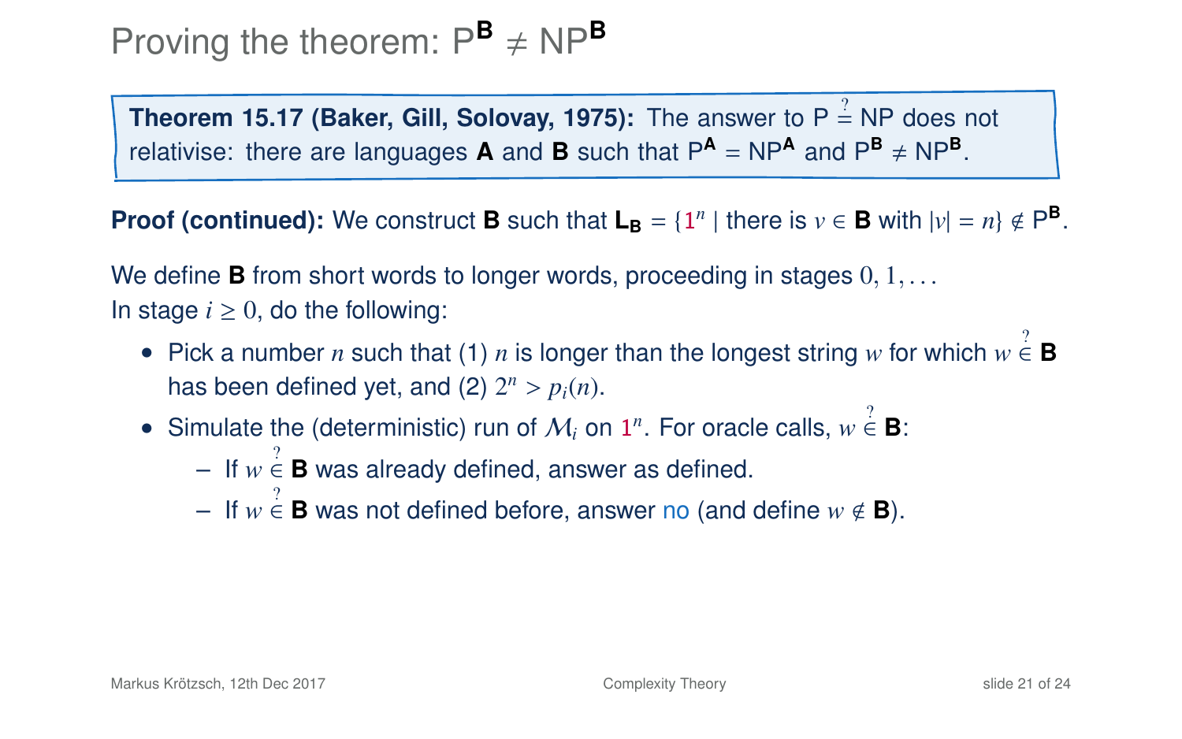# Proving the theorem: $\mathsf{P}^{\mathbf{B}} \neq \mathsf{NP}^{\mathbf{B}}$

**Theorem 15.17 (Baker, Gill, Solovay, 1975):** The answer to $\mathsf{P} \stackrel{?}{=} \mathsf{NP}$ does not relativise: there are languages **A** and **B** such that $\mathsf{P}^{\mathbf{A}} = \mathsf{NP}^{\mathbf{A}}$ and $\mathsf{P}^{\mathbf{B}} \neq \mathsf{NP}^{\mathbf{B}}$.

**Proof (continued):** We construct **B** such that $\mathbf{L_B} = \{1^n \mid \text{there is } v \in \mathbf{B} \text{ with } |v| = n\} \notin \mathsf{P}^{\mathbf{B}}$.

We define **B** from short words to longer words, proceeding in stages $0, 1, \ldots$
In stage $i \geq 0$, do the following:

- Pick a number $n$ such that (1) $n$ is longer than the longest string $w$ for which $w \stackrel{?}{\in} \mathbf{B}$ has been defined yet, and (2) $2^n > p_i(n)$.
- Simulate the (deterministic) run of $\mathcal{M}_i$ on $1^n$. For oracle calls, $w \stackrel{?}{\in} \mathbf{B}$:
  - If $w \stackrel{?}{\in} \mathbf{B}$ was already defined, answer as defined.
  - If $w \stackrel{?}{\in} \mathbf{B}$ was not defined before, answer no (and define $w \notin \mathbf{B}$).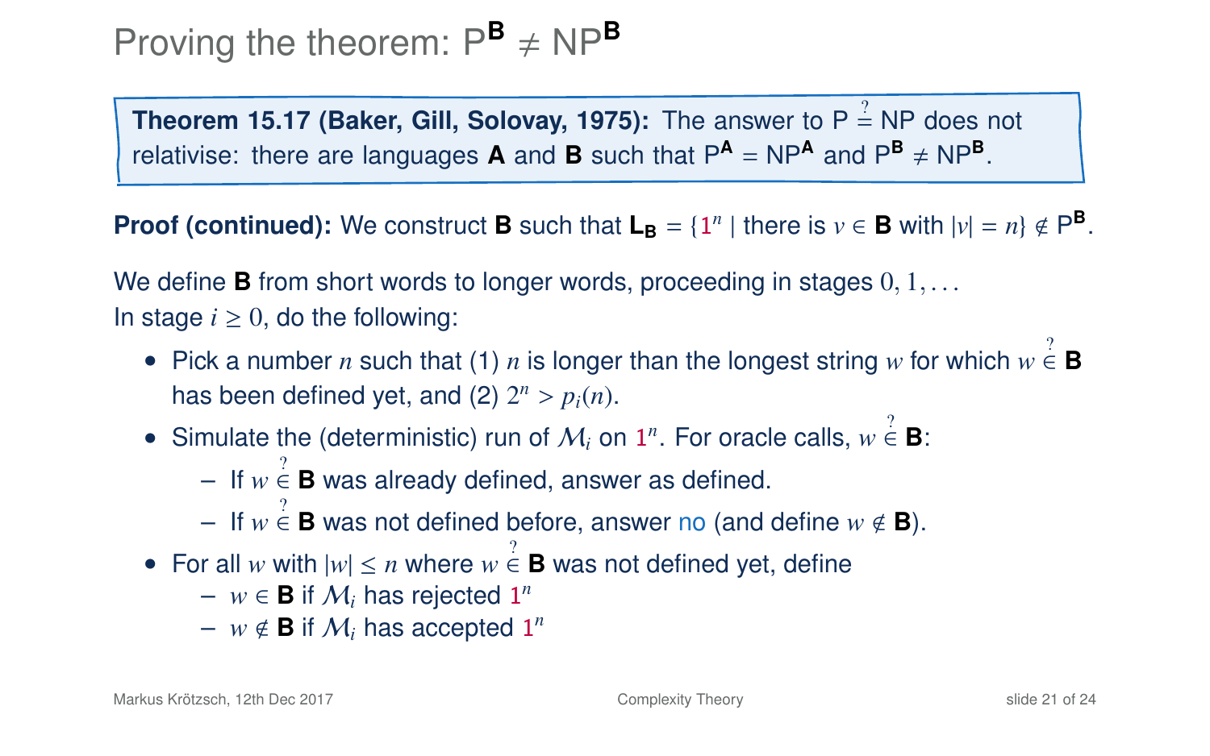# Proving the theorem: $\mathsf{P}^{\mathbf{B}} \neq \mathsf{NP}^{\mathbf{B}}$

> **Theorem 15.17 (Baker, Gill, Solovay, 1975):** The answer to $\mathsf{P} \stackrel{?}{=} \mathsf{NP}$ does not relativise: there are languages **A** and **B** such that $\mathsf{P}^{\mathbf{A}} = \mathsf{NP}^{\mathbf{A}}$ and $\mathsf{P}^{\mathbf{B}} \neq \mathsf{NP}^{\mathbf{B}}$.

**Proof (continued):** We construct **B** such that $\mathbf{L_B} = \{1^n \mid \text{there is } v \in \mathbf{B} \text{ with } |v| = n\} \notin \mathsf{P}^{\mathbf{B}}$.

We define **B** from short words to longer words, proceeding in stages $0, 1, \ldots$
In stage $i \geq 0$, do the following:

- Pick a number $n$ such that (1) $n$ is longer than the longest string $w$ for which $w \stackrel{?}{\in} \mathbf{B}$ has been defined yet, and (2) $2^n > p_i(n)$.
- Simulate the (deterministic) run of $\mathcal{M}_i$ on $1^n$. For oracle calls, $w \stackrel{?}{\in} \mathbf{B}$:
  - If $w \stackrel{?}{\in} \mathbf{B}$ was already defined, answer as defined.
  - If $w \stackrel{?}{\in} \mathbf{B}$ was not defined before, answer no (and define $w \notin \mathbf{B}$).
- For all $w$ with $|w| \leq n$ where $w \stackrel{?}{\in} \mathbf{B}$ was not defined yet, define
  - $w \in \mathbf{B}$ if $\mathcal{M}_i$ has rejected $1^n$
  - $w \notin \mathbf{B}$ if $\mathcal{M}_i$ has accepted $1^n$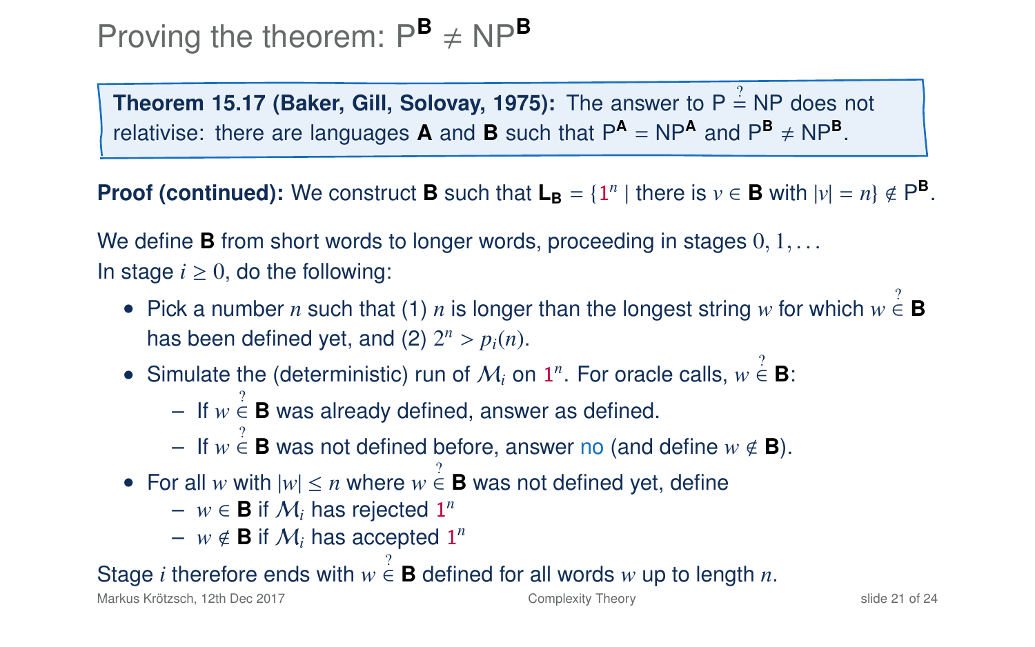# Proving the theorem: $\mathsf{P}^{\mathbf{B}} \neq \mathsf{NP}^{\mathbf{B}}$

**Theorem 15.17 (Baker, Gill, Solovay, 1975):** The answer to $\mathsf{P} \stackrel{?}{=} \mathsf{NP}$ does not relativise: there are languages **A** and **B** such that $\mathsf{P}^{\mathbf{A}} = \mathsf{NP}^{\mathbf{A}}$ and $\mathsf{P}^{\mathbf{B}} \neq \mathsf{NP}^{\mathbf{B}}$.

**Proof (continued):** We construct **B** such that $\mathbf{L_B} = \{1^n \mid \text{there is } v \in \mathbf{B} \text{ with } |v| = n\} \notin \mathsf{P}^{\mathbf{B}}$.

We define **B** from short words to longer words, proceeding in stages $0, 1, \ldots$
In stage $i \geq 0$, do the following:

- Pick a number $n$ such that (1) $n$ is longer than the longest string $w$ for which $w \stackrel{?}{\in} \mathbf{B}$ has been defined yet, and (2) $2^n > p_i(n)$.
- Simulate the (deterministic) run of $\mathcal{M}_i$ on $1^n$. For oracle calls, $w \stackrel{?}{\in} \mathbf{B}$:
  - If $w \stackrel{?}{\in} \mathbf{B}$ was already defined, answer as defined.
  - If $w \stackrel{?}{\in} \mathbf{B}$ was not defined before, answer no (and define $w \notin \mathbf{B}$).
- For all $w$ with $|w| \leq n$ where $w \stackrel{?}{\in} \mathbf{B}$ was not defined yet, define
  - $w \in \mathbf{B}$ if $\mathcal{M}_i$ has rejected $1^n$
  - $w \notin \mathbf{B}$ if $\mathcal{M}_i$ has accepted $1^n$

Stage $i$ therefore ends with $w \stackrel{?}{\in} \mathbf{B}$ defined for all words $w$ up to length $n$.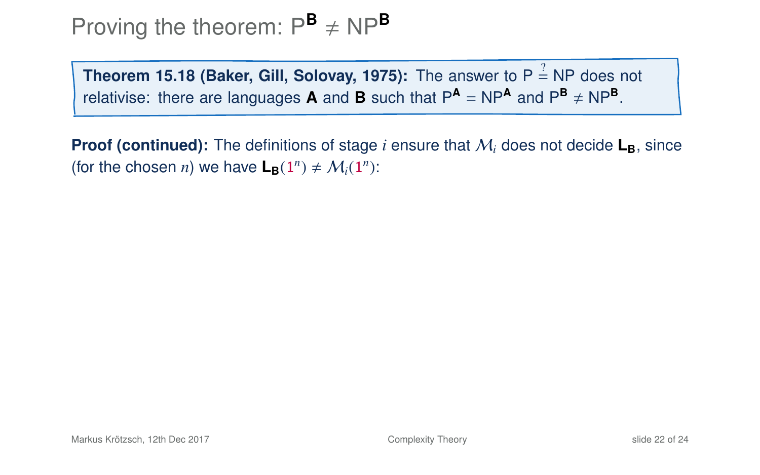# Proving the theorem: $\mathsf{P}^{\mathbf{B}} \neq \mathsf{NP}^{\mathbf{B}}$

**Theorem 15.18 (Baker, Gill, Solovay, 1975):** The answer to $\mathsf{P} \stackrel{?}{=} \mathsf{NP}$ does not relativise: there are languages **A** and **B** such that $\mathsf{P}^{\mathbf{A}} = \mathsf{NP}^{\mathbf{A}}$ and $\mathsf{P}^{\mathbf{B}} \neq \mathsf{NP}^{\mathbf{B}}$.

**Proof (continued):** The definitions of stage $i$ ensure that $\mathcal{M}_i$ does not decide $\mathbf{L}_{\mathbf{B}}$, since (for the chosen $n$) we have $\mathbf{L}_{\mathbf{B}}(1^n) \neq \mathcal{M}_i(1^n)$: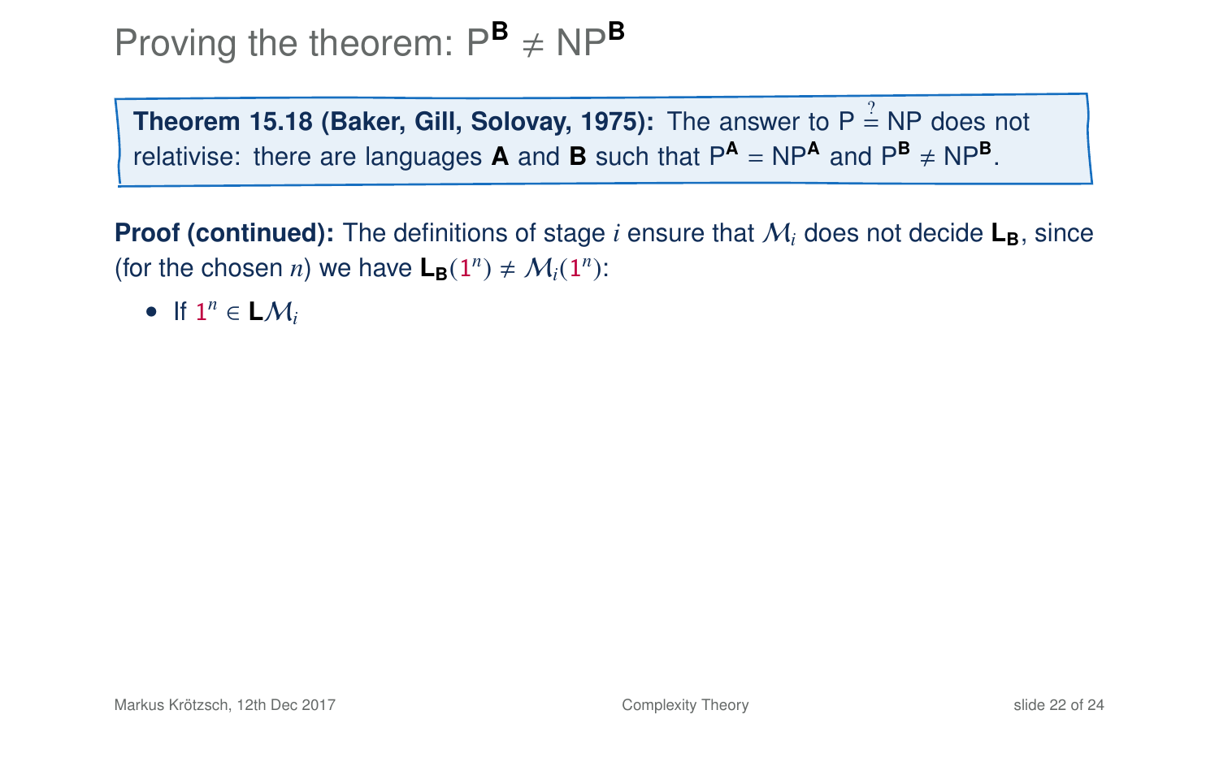# Proving the theorem: $\mathsf{P}^{\mathbf{B}} \neq \mathsf{NP}^{\mathbf{B}}$

**Theorem 15.18 (Baker, Gill, Solovay, 1975):** The answer to $\mathsf{P} \stackrel{?}{=} \mathsf{NP}$ does not relativise: there are languages **A** and **B** such that $\mathsf{P}^{\mathbf{A}} = \mathsf{NP}^{\mathbf{A}}$ and $\mathsf{P}^{\mathbf{B}} \neq \mathsf{NP}^{\mathbf{B}}$.

**Proof (continued):** The definitions of stage $i$ ensure that $\mathcal{M}_i$ does not decide $\mathbf{L}_{\mathbf{B}}$, since (for the chosen $n$) we have $\mathbf{L}_{\mathbf{B}}(1^n) \neq \mathcal{M}_i(1^n)$:

- If $1^n \in \mathbf{L}\mathcal{M}_i$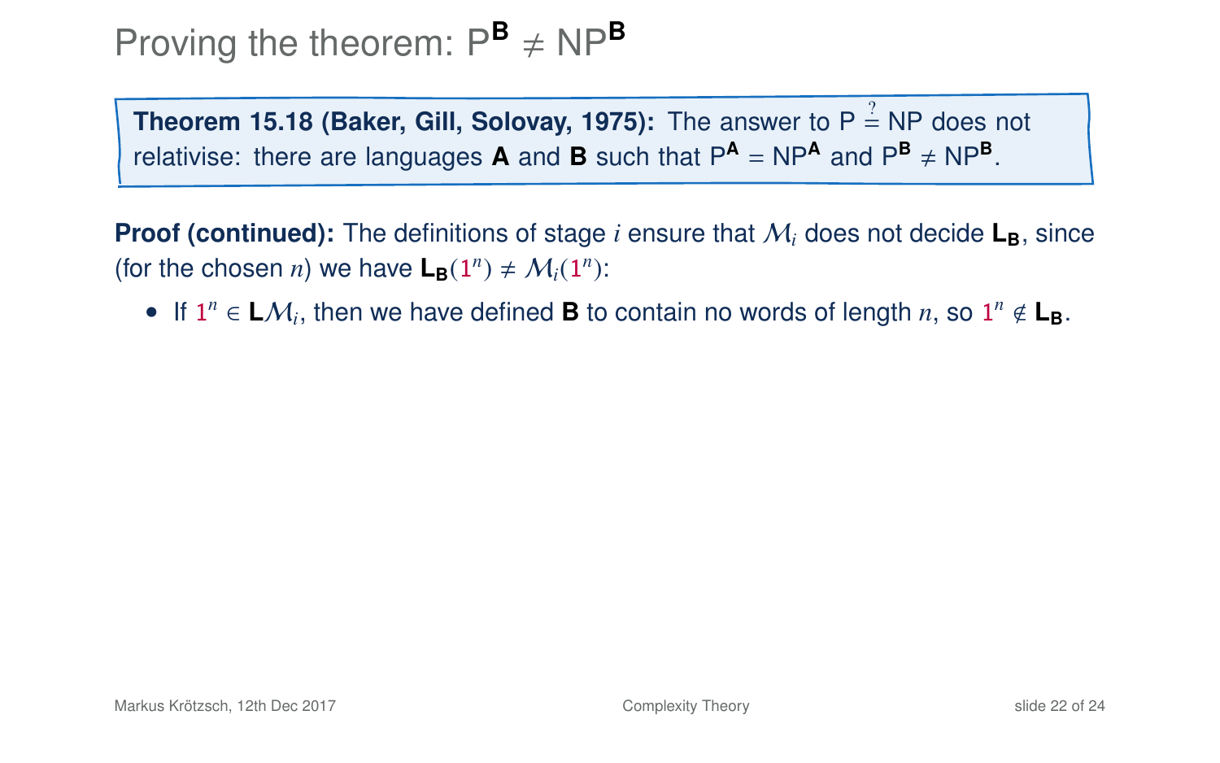# Proving the theorem: $\mathsf{P}^{\mathbf{B}} \neq \mathsf{NP}^{\mathbf{B}}$

**Theorem 15.18 (Baker, Gill, Solovay, 1975):** The answer to $\mathsf{P} \stackrel{?}{=} \mathsf{NP}$ does not relativise: there are languages **A** and **B** such that $\mathsf{P}^{\mathbf{A}} = \mathsf{NP}^{\mathbf{A}}$ and $\mathsf{P}^{\mathbf{B}} \neq \mathsf{NP}^{\mathbf{B}}$.

**Proof (continued):** The definitions of stage $i$ ensure that $\mathcal{M}_i$ does not decide $\mathbf{L_B}$, since (for the chosen $n$) we have $\mathbf{L_B}(1^n) \neq \mathcal{M}_i(1^n)$:

- If $1^n \in \mathbf{L}\mathcal{M}_i$, then we have defined **B** to contain no words of length $n$, so $1^n \notin \mathbf{L_B}$.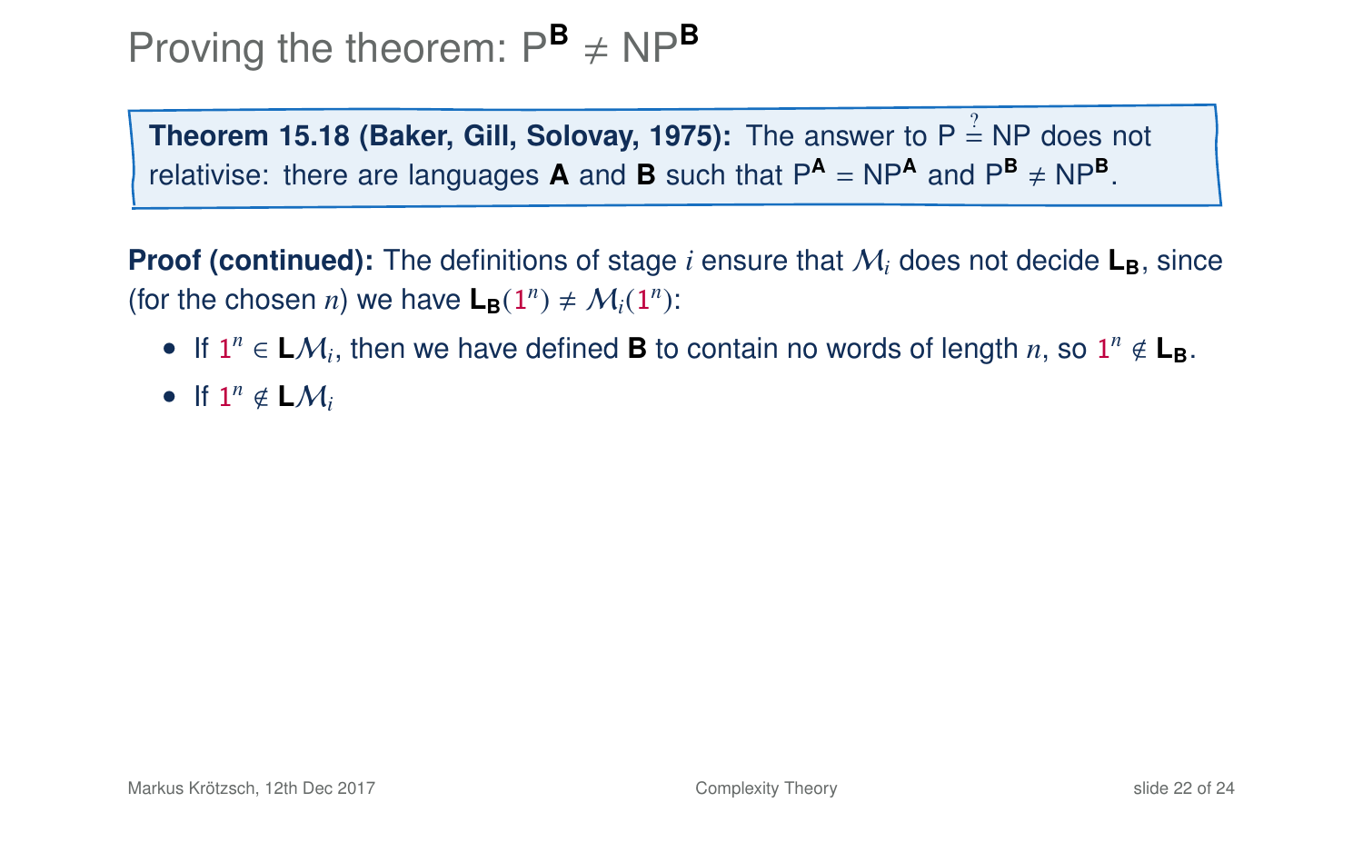# Proving the theorem: $\mathsf{P}^{\mathbf{B}} \neq \mathsf{NP}^{\mathbf{B}}$

**Theorem 15.18 (Baker, Gill, Solovay, 1975):** The answer to $\mathsf{P} \stackrel{?}{=} \mathsf{NP}$ does not relativise: there are languages **A** and **B** such that $\mathsf{P}^{\mathbf{A}} = \mathsf{NP}^{\mathbf{A}}$ and $\mathsf{P}^{\mathbf{B}} \neq \mathsf{NP}^{\mathbf{B}}$.

**Proof (continued):** The definitions of stage $i$ ensure that $\mathcal{M}_i$ does not decide $\mathbf{L}_{\mathbf{B}}$, since (for the chosen $n$) we have $\mathbf{L}_{\mathbf{B}}(1^n) \neq \mathcal{M}_i(1^n)$:

- If $1^n \in \mathbf{L}\mathcal{M}_i$, then we have defined **B** to contain no words of length $n$, so $1^n \notin \mathbf{L}_{\mathbf{B}}$.
- If $1^n \notin \mathbf{L}\mathcal{M}_i$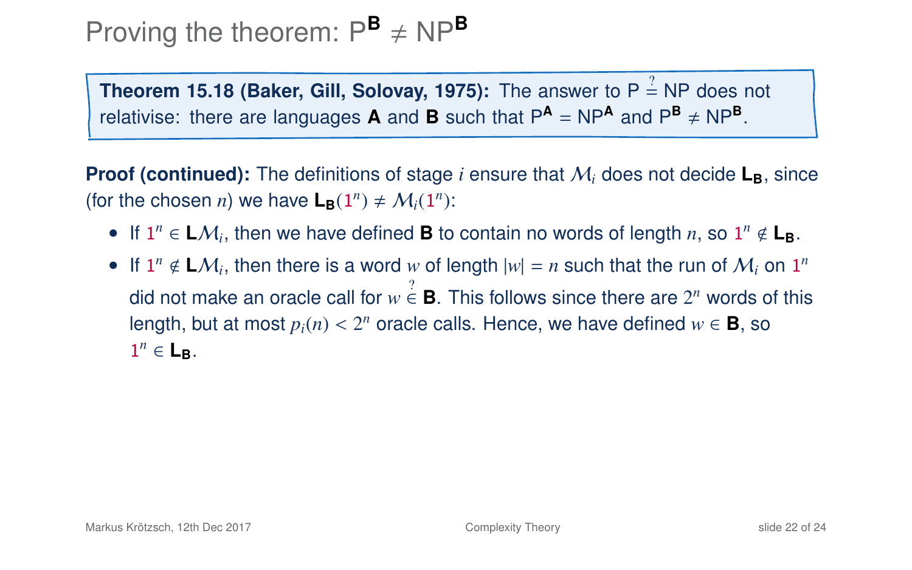# Proving the theorem: $\mathsf{P}^{\mathbf{B}} \neq \mathsf{NP}^{\mathbf{B}}$

**Theorem 15.18 (Baker, Gill, Solovay, 1975):** The answer to $\mathsf{P} \stackrel{?}{=} \mathsf{NP}$ does not relativise: there are languages **A** and **B** such that $\mathsf{P}^{\mathbf{A}} = \mathsf{NP}^{\mathbf{A}}$ and $\mathsf{P}^{\mathbf{B}} \neq \mathsf{NP}^{\mathbf{B}}$.

**Proof (continued):** The definitions of stage $i$ ensure that $\mathcal{M}_i$ does not decide $\mathbf{L_B}$, since (for the chosen $n$) we have $\mathbf{L_B}(1^n) \neq \mathcal{M}_i(1^n)$:

- If $1^n \in \mathbf{L}\mathcal{M}_i$, then we have defined **B** to contain no words of length $n$, so $1^n \notin \mathbf{L_B}$.
- If $1^n \notin \mathbf{L}\mathcal{M}_i$, then there is a word $w$ of length $|w| = n$ such that the run of $\mathcal{M}_i$ on $1^n$ did not make an oracle call for $w \stackrel{?}{\in} \mathbf{B}$. This follows since there are $2^n$ words of this length, but at most $p_i(n) < 2^n$ oracle calls. Hence, we have defined $w \in \mathbf{B}$, so $1^n \in \mathbf{L_B}$.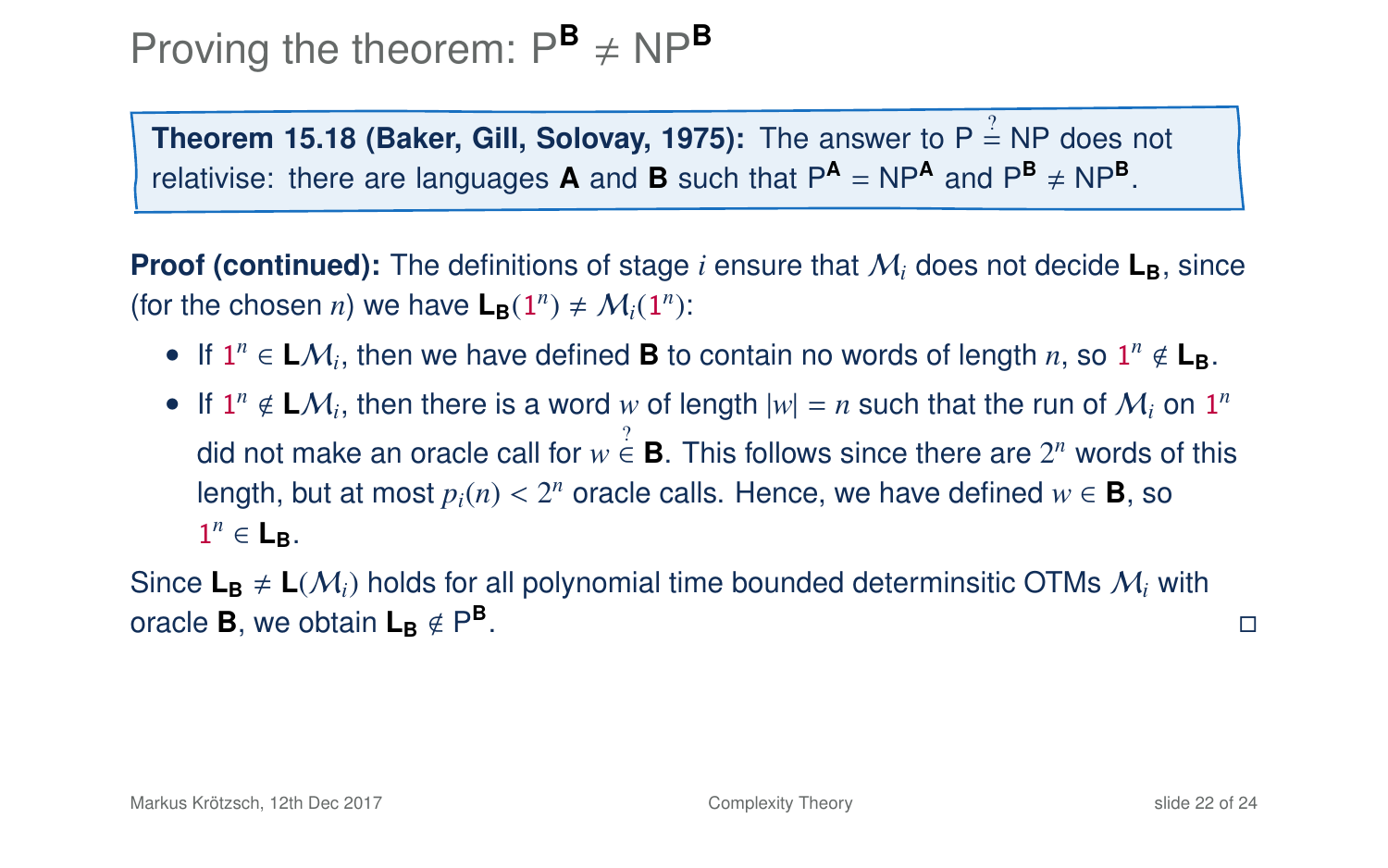# Proving the theorem: $\mathsf{P}^{\mathbf{B}} \neq \mathsf{NP}^{\mathbf{B}}$

**Theorem 15.18 (Baker, Gill, Solovay, 1975):** The answer to $\mathsf{P} \stackrel{?}{=} \mathsf{NP}$ does not relativise: there are languages **A** and **B** such that $\mathsf{P}^{\mathbf{A}} = \mathsf{NP}^{\mathbf{A}}$ and $\mathsf{P}^{\mathbf{B}} \neq \mathsf{NP}^{\mathbf{B}}$.

**Proof (continued):** The definitions of stage $i$ ensure that $\mathcal{M}_i$ does not decide $\mathbf{L}_{\mathbf{B}}$, since (for the chosen $n$) we have $\mathbf{L}_{\mathbf{B}}(1^n) \neq \mathcal{M}_i(1^n)$:

- If $1^n \in \mathbf{L}\mathcal{M}_i$, then we have defined **B** to contain no words of length $n$, so $1^n \notin \mathbf{L}_{\mathbf{B}}$.
- If $1^n \notin \mathbf{L}\mathcal{M}_i$, then there is a word $w$ of length $|w| = n$ such that the run of $\mathcal{M}_i$ on $1^n$ did not make an oracle call for $w \stackrel{?}{\in} \mathbf{B}$. This follows since there are $2^n$ words of this length, but at most $p_i(n) < 2^n$ oracle calls. Hence, we have defined $w \in \mathbf{B}$, so $1^n \in \mathbf{L}_{\mathbf{B}}$.

Since $\mathbf{L}_{\mathbf{B}} \neq \mathbf{L}(\mathcal{M}_i)$ holds for all polynomial time bounded determinsitic OTMs $\mathcal{M}_i$ with oracle **B**, we obtain $\mathbf{L}_{\mathbf{B}} \notin \mathsf{P}^{\mathbf{B}}$. □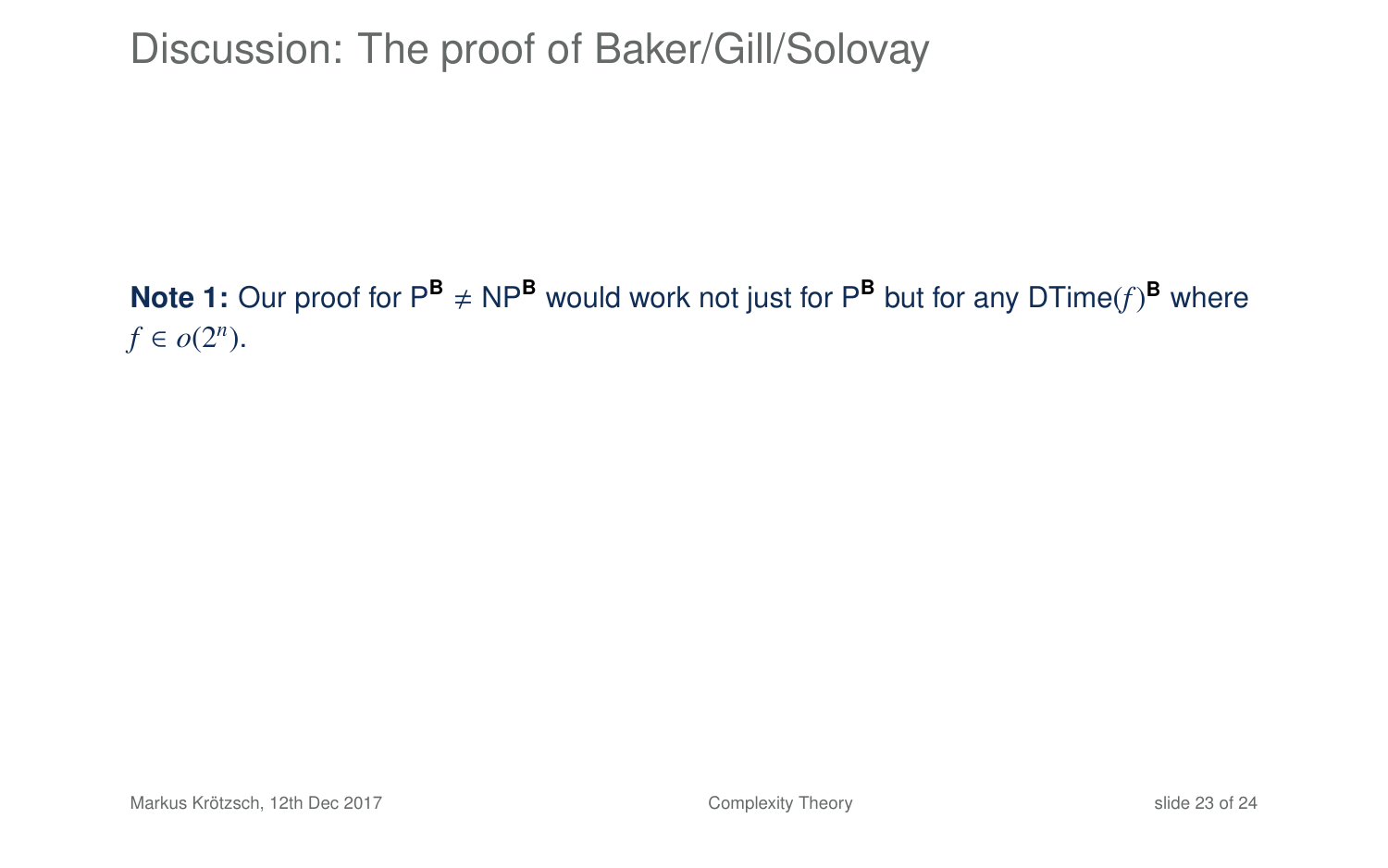# Discussion: The proof of Baker/Gill/Solovay

**Note 1:** Our proof for $\mathsf{P}^{\mathbf{B}} \neq \mathsf{NP}^{\mathbf{B}}$ would work not just for $\mathsf{P}^{\mathbf{B}}$ but for any $\mathsf{DTime}(f)^{\mathbf{B}}$ where $f \in o(2^n)$.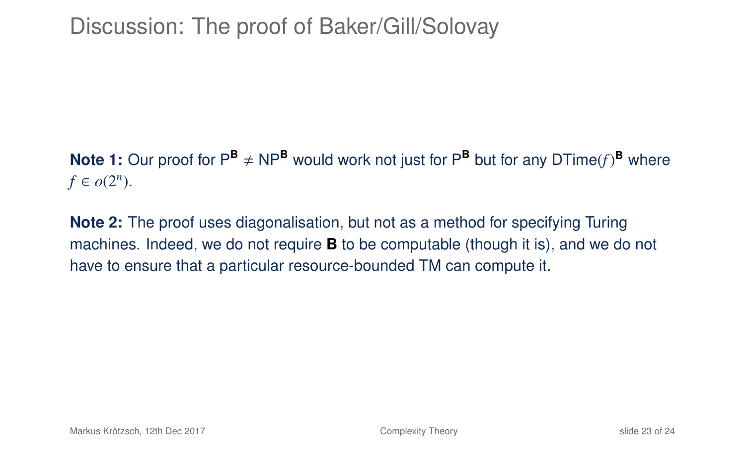# Discussion: The proof of Baker/Gill/Solovay

**Note 1:** Our proof for $\mathsf{P}^{\mathbf{B}} \neq \mathsf{NP}^{\mathbf{B}}$ would work not just for $\mathsf{P}^{\mathbf{B}}$ but for any $\mathsf{DTime}(f)^{\mathbf{B}}$ where $f \in o(2^n)$.

**Note 2:** The proof uses diagonalisation, but not as a method for specifying Turing machines. Indeed, we do not require **B** to be computable (though it is), and we do not have to ensure that a particular resource-bounded TM can compute it.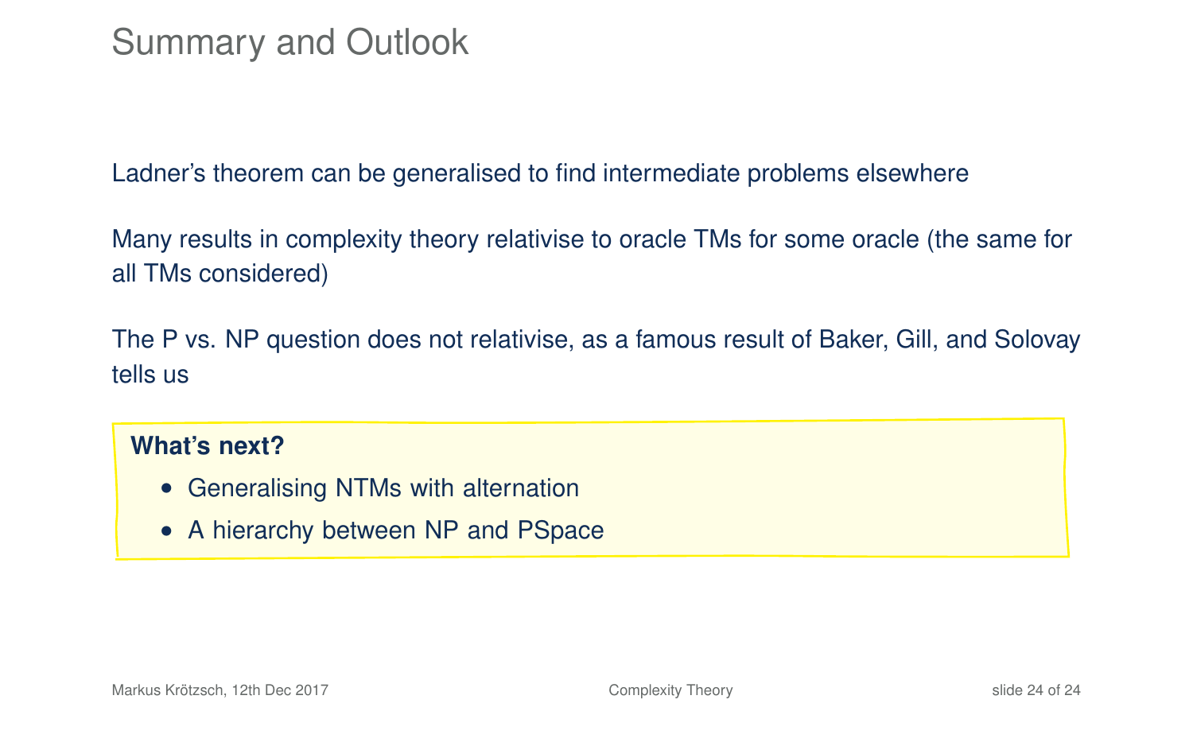# Summary and Outlook

Ladner's theorem can be generalised to find intermediate problems elsewhere

Many results in complexity theory relativise to oracle TMs for some oracle (the same for all TMs considered)

The P vs. NP question does not relativise, as a famous result of Baker, Gill, and Solovay tells us

**What's next?**

- Generalising NTMs with alternation
- A hierarchy between NP and PSpace